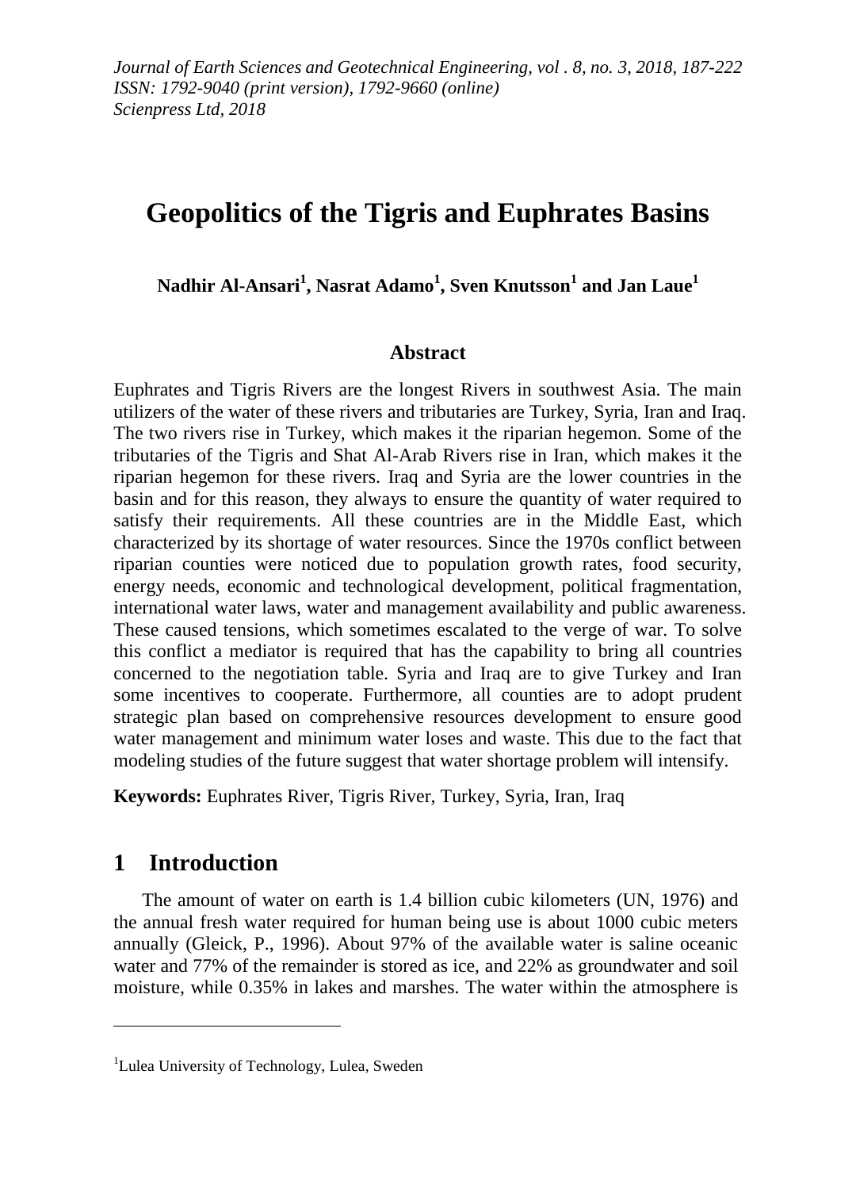*Journal of Earth Sciences and Geotechnical Engineering, vol . 8, no. 3, 2018, 187-222*
*ISSN: 1792-9040 (print version), 1792-9660 (online)*
*Scienpress Ltd, 2018*

# Geopolitics of the Tigris and Euphrates Basins

**Nadhir Al-Ansari[1], Nasrat Adamo[1], Sven Knutsson[1] and Jan Laue[1]**

## Abstract

Euphrates and Tigris Rivers are the longest Rivers in southwest Asia. The main utilizers of the water of these rivers and tributaries are Turkey, Syria, Iran and Iraq. The two rivers rise in Turkey, which makes it the riparian hegemon. Some of the tributaries of the Tigris and Shat Al-Arab Rivers rise in Iran, which makes it the riparian hegemon for these rivers. Iraq and Syria are the lower countries in the basin and for this reason, they always to ensure the quantity of water required to satisfy their requirements. All these countries are in the Middle East, which characterized by its shortage of water resources. Since the 1970s conflict between riparian counties were noticed due to population growth rates, food security, energy needs, economic and technological development, political fragmentation, international water laws, water and management availability and public awareness. These caused tensions, which sometimes escalated to the verge of war. To solve this conflict a mediator is required that has the capability to bring all countries concerned to the negotiation table. Syria and Iraq are to give Turkey and Iran some incentives to cooperate. Furthermore, all counties are to adopt prudent strategic plan based on comprehensive resources development to ensure good water management and minimum water loses and waste. This due to the fact that modeling studies of the future suggest that water shortage problem will intensify.

**Keywords:** Euphrates River, Tigris River, Turkey, Syria, Iran, Iraq

## 1 Introduction

The amount of water on earth is 1.4 billion cubic kilometers (UN, 1976) and the annual fresh water required for human being use is about 1000 cubic meters annually (Gleick, P., 1996). About 97% of the available water is saline oceanic water and 77% of the remainder is stored as ice, and 22% as groundwater and soil moisture, while 0.35% in lakes and marshes. The water within the atmosphere is

---

[1]Lulea University of Technology, Lulea, Sweden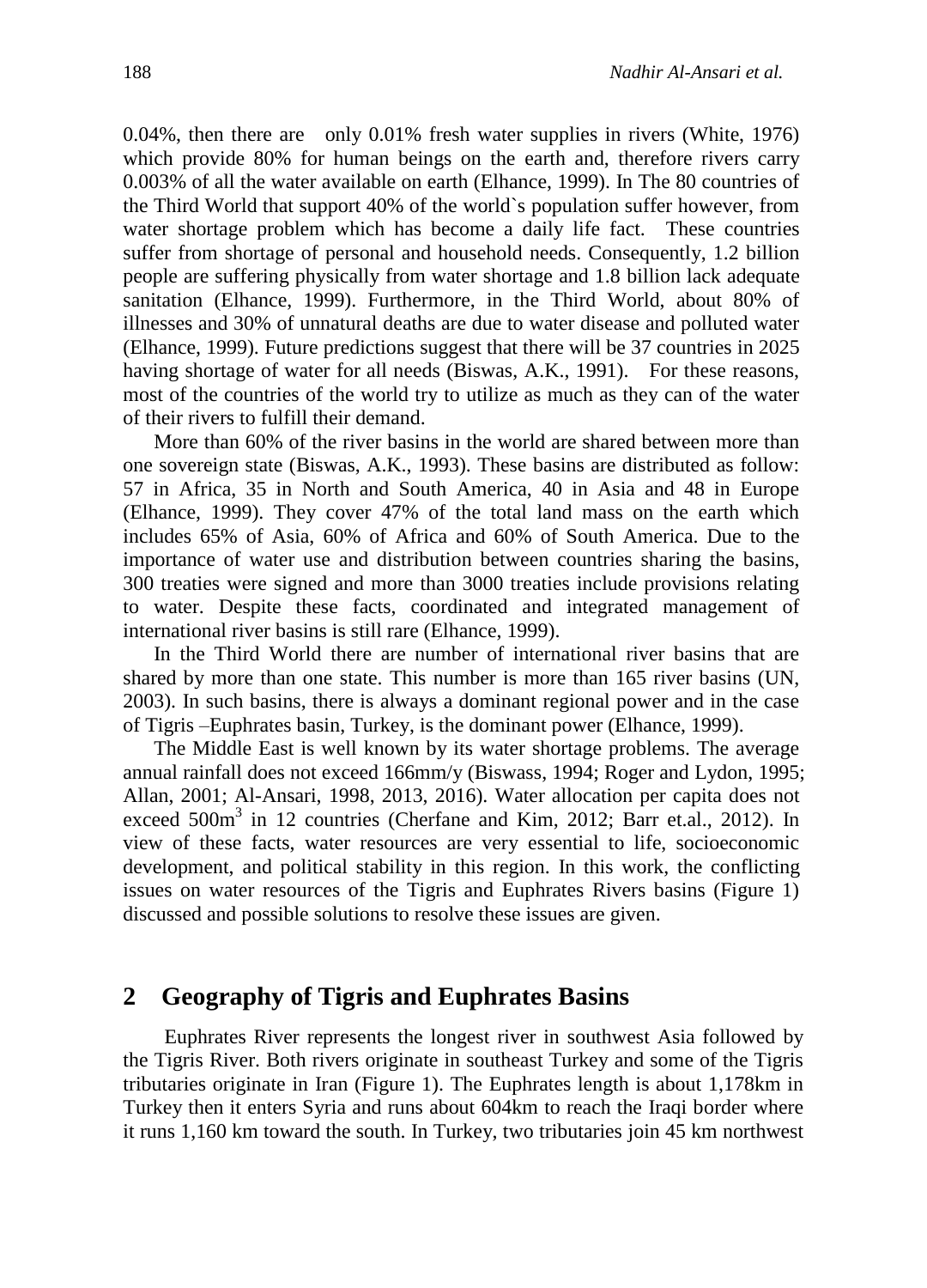0.04%, then there are only 0.01% fresh water supplies in rivers (White, 1976) which provide 80% for human beings on the earth and, therefore rivers carry 0.003% of all the water available on earth (Elhance, 1999). In The 80 countries of the Third World that support 40% of the world`s population suffer however, from water shortage problem which has become a daily life fact. These countries suffer from shortage of personal and household needs. Consequently, 1.2 billion people are suffering physically from water shortage and 1.8 billion lack adequate sanitation (Elhance, 1999). Furthermore, in the Third World, about 80% of illnesses and 30% of unnatural deaths are due to water disease and polluted water (Elhance, 1999). Future predictions suggest that there will be 37 countries in 2025 having shortage of water for all needs (Biswas, A.K., 1991). For these reasons, most of the countries of the world try to utilize as much as they can of the water of their rivers to fulfill their demand.

More than 60% of the river basins in the world are shared between more than one sovereign state (Biswas, A.K., 1993). These basins are distributed as follow: 57 in Africa, 35 in North and South America, 40 in Asia and 48 in Europe (Elhance, 1999). They cover 47% of the total land mass on the earth which includes 65% of Asia, 60% of Africa and 60% of South America. Due to the importance of water use and distribution between countries sharing the basins, 300 treaties were signed and more than 3000 treaties include provisions relating to water. Despite these facts, coordinated and integrated management of international river basins is still rare (Elhance, 1999).

In the Third World there are number of international river basins that are shared by more than one state. This number is more than 165 river basins (UN, 2003). In such basins, there is always a dominant regional power and in the case of Tigris –Euphrates basin, Turkey, is the dominant power (Elhance, 1999).

The Middle East is well known by its water shortage problems. The average annual rainfall does not exceed 166mm/y (Biswass, 1994; Roger and Lydon, 1995; Allan, 2001; Al-Ansari, 1998, 2013, 2016). Water allocation per capita does not exceed 500m$^3$ in 12 countries (Cherfane and Kim, 2012; Barr et.al., 2012). In view of these facts, water resources are very essential to life, socioeconomic development, and political stability in this region. In this work, the conflicting issues on water resources of the Tigris and Euphrates Rivers basins (Figure 1) discussed and possible solutions to resolve these issues are given.

## 2 Geography of Tigris and Euphrates Basins

Euphrates River represents the longest river in southwest Asia followed by the Tigris River. Both rivers originate in southeast Turkey and some of the Tigris tributaries originate in Iran (Figure 1). The Euphrates length is about 1,178km in Turkey then it enters Syria and runs about 604km to reach the Iraqi border where it runs 1,160 km toward the south. In Turkey, two tributaries join 45 km northwest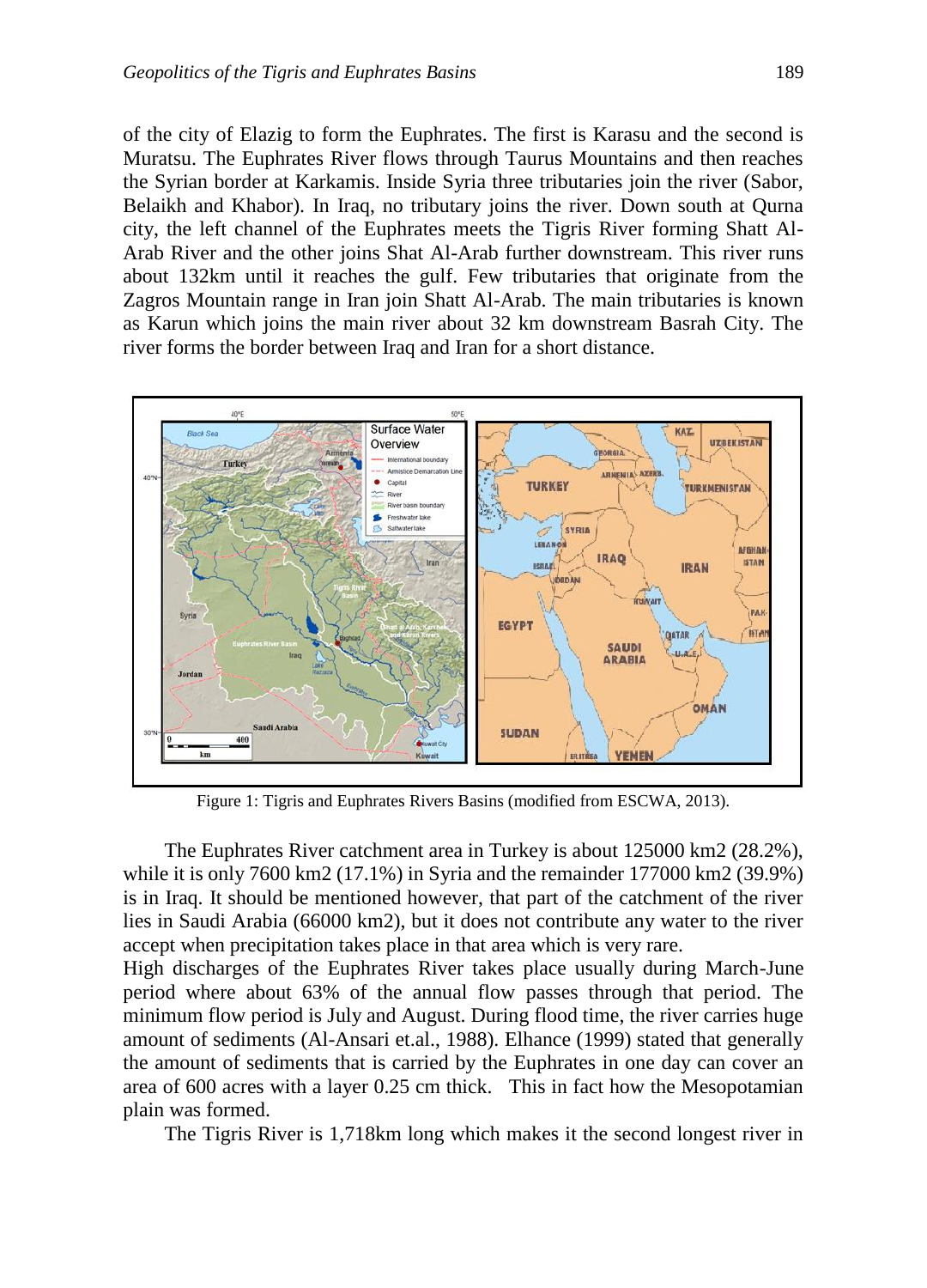of the city of Elazig to form the Euphrates. The first is Karasu and the second is Muratsu. The Euphrates River flows through Taurus Mountains and then reaches the Syrian border at Karkamis. Inside Syria three tributaries join the river (Sabor, Belaikh and Khabor). In Iraq, no tributary joins the river. Down south at Qurna city, the left channel of the Euphrates meets the Tigris River forming Shatt Al-Arab River and the other joins Shat Al-Arab further downstream. This river runs about 132km until it reaches the gulf. Few tributaries that originate from the Zagros Mountain range in Iran join Shatt Al-Arab. The main tributaries is known as Karun which joins the main river about 32 km downstream Basrah City. The river forms the border between Iraq and Iran for a short distance.

Figure 1: Tigris and Euphrates Rivers Basins (modified from ESCWA, 2013).

The Euphrates River catchment area in Turkey is about 125000 km2 (28.2%), while it is only 7600 km2 (17.1%) in Syria and the remainder 177000 km2 (39.9%) is in Iraq. It should be mentioned however, that part of the catchment of the river lies in Saudi Arabia (66000 km2), but it does not contribute any water to the river accept when precipitation takes place in that area which is very rare.
High discharges of the Euphrates River takes place usually during March-June period where about 63% of the annual flow passes through that period. The minimum flow period is July and August. During flood time, the river carries huge amount of sediments (Al-Ansari et.al., 1988). Elhance (1999) stated that generally the amount of sediments that is carried by the Euphrates in one day can cover an area of 600 acres with a layer 0.25 cm thick. This in fact how the Mesopotamian plain was formed.

The Tigris River is 1,718km long which makes it the second longest river in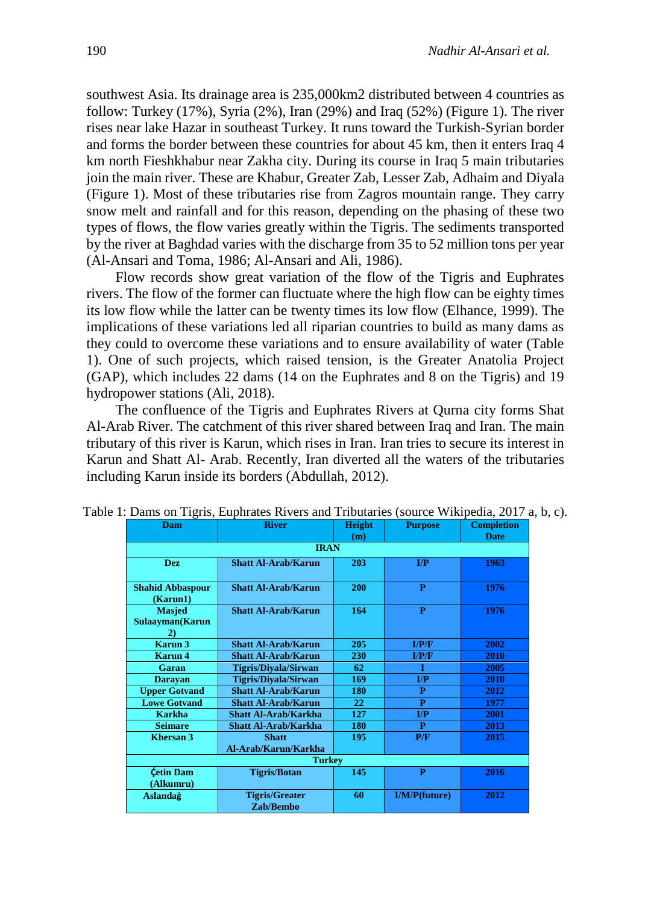southwest Asia. Its drainage area is 235,000km2 distributed between 4 countries as follow: Turkey (17%), Syria (2%), Iran (29%) and Iraq (52%) (Figure 1). The river rises near lake Hazar in southeast Turkey. It runs toward the Turkish-Syrian border and forms the border between these countries for about 45 km, then it enters Iraq 4 km north Fieshkhabur near Zakha city. During its course in Iraq 5 main tributaries join the main river. These are Khabur, Greater Zab, Lesser Zab, Adhaim and Diyala (Figure 1). Most of these tributaries rise from Zagros mountain range. They carry snow melt and rainfall and for this reason, depending on the phasing of these two types of flows, the flow varies greatly within the Tigris. The sediments transported by the river at Baghdad varies with the discharge from 35 to 52 million tons per year (Al-Ansari and Toma, 1986; Al-Ansari and Ali, 1986).

Flow records show great variation of the flow of the Tigris and Euphrates rivers. The flow of the former can fluctuate where the high flow can be eighty times its low flow while the latter can be twenty times its low flow (Elhance, 1999). The implications of these variations led all riparian countries to build as many dams as they could to overcome these variations and to ensure availability of water (Table 1). One of such projects, which raised tension, is the Greater Anatolia Project (GAP), which includes 22 dams (14 on the Euphrates and 8 on the Tigris) and 19 hydropower stations (Ali, 2018).

The confluence of the Tigris and Euphrates Rivers at Qurna city forms Shat Al-Arab River. The catchment of this river shared between Iraq and Iran. The main tributary of this river is Karun, which rises in Iran. Iran tries to secure its interest in Karun and Shatt Al- Arab. Recently, Iran diverted all the waters of the tributaries including Karun inside its borders (Abdullah, 2012).

Table 1: Dams on Tigris, Euphrates Rivers and Tributaries (source Wikipedia, 2017 a, b, c).

| Dam | River | Height (m) | Purpose | Completion Date |
|---|---|---|---|---|
| **IRAN** | | | | |
| Dez | Shatt Al-Arab/Karun | 203 | I/P | 1963 |
| Shahid Abbaspour (Karun1) | Shatt Al-Arab/Karun | 200 | P | 1976 |
| Masjed Sulaayman(Karun 2) | Shatt Al-Arab/Karun | 164 | P | 1976 |
| Karun 3 | Shatt Al-Arab/Karun | 205 | I/P/F | 2002 |
| Karun 4 | Shatt Al-Arab/Karun | 230 | I/P/F | 2010 |
| Garan | Tigris/Diyala/Sirwan | 62 | I | 2005 |
| Darayan | Tigris/Diyala/Sirwan | 169 | I/P | 2010 |
| Upper Gotvand | Shatt Al-Arab/Karun | 180 | P | 2012 |
| Lowe Gotvand | Shatt Al-Arab/Karun | 22 | P | 1977 |
| Karkha | Shatt Al-Arab/Karkha | 127 | I/P | 2001 |
| Seimare | Shatt Al-Arab/Karkha | 180 | P | 2013 |
| Khersan 3 | Shatt Al-Arab/Karun/Karkha | 195 | P/F | 2015 |
| **Turkey** | | | | |
| Çetin Dam (Alkumru) | Tigris/Botan | 145 | P | 2016 |
| Aslandağ | Tigris/Greater Zab/Bembo | 60 | I/M/P(future) | 2012 |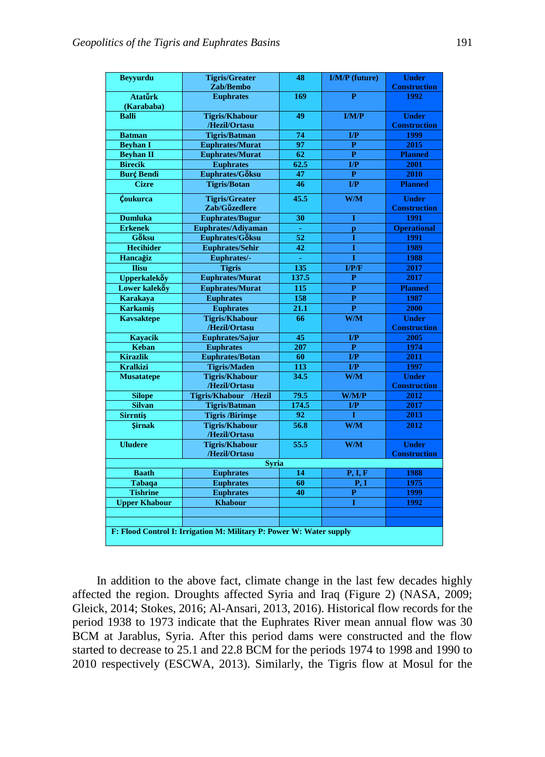| Beyyurdu | Tigris/Greater Zab/Bembo | 48 | I/M/P (future) | Under Construction |
|---|---|---|---|---|
| Atatűrk (Karababa) | Euphrates | 169 | P | 1992 |
| Balli | Tigris/Khabour /Hezil/Ortasu | 49 | I/M/P | Under Construction |
| Batman | Tigris/Batman | 74 | I/P | 1999 |
| Beyhan I | Euphrates/Murat | 97 | P | 2015 |
| Beyhan II | Euphrates/Murat | 62 | P | Planned |
| Birecik | Euphrates | 62.5 | I/P | 2001 |
| Burć Bendi | Euphrates/Gőksu | 47 | P | 2010 |
| Cizre | Tigris/Botan | 46 | I/P | Planned |
| Ćoukurca | Tigris/Greater Zab/Gűzedlere | 45.5 | W/M | Under Construction |
| Dumluka | Euphrates/Bugur | 30 | I | 1991 |
| Erkenek | Euphrates/Adiyaman | - | p | Operational |
| Gőksu | Euphrates/Gőksu | 52 | I | 1991 |
| Hecihider | Euphrates/Sehir | 42 | I | 1989 |
| Hancağiz | Euphrates/- | - | I | 1988 |
| Ilisu | Tigris | 135 | I/P/F | 2017 |
| Upperkalekőy | Euphrates/Murat | 137.5 | P | 2017 |
| Lower kalekőy | Euphrates/Murat | 115 | P | Planned |
| Karakaya | Euphrates | 158 | P | 1987 |
| Karkamiş | Euphrates | 21.1 | P | 2000 |
| Kavsaktepe | Tigris/Khabour /Hezil/Ortasu | 66 | W/M | Under Construction |
| Kayacik | Euphrates/Sajur | 45 | I/P | 2005 |
| Keban | Euphrates | 207 | P | 1974 |
| Kirazlik | Euphrates/Botan | 60 | I/P | 2011 |
| Kralkizi | Tigris/Maden | 113 | I/P | 1997 |
| Musatatepe | Tigris/Khabour /Hezil/Ortasu | 34.5 | W/M | Under Construction |
| Silope | Tigris/Khabour /Hezil | 79.5 | W/M/P | 2012 |
| Silvan | Tigris/Batman | 174.5 | I/P | 2017 |
| Sirrntiş | Tigris /Birimşe | 92 | I | 2013 |
| Şirnak | Tigris/Khabour /Hezil/Ortasu | 56.8 | W/M | 2012 |
| Uludere | Tigris/Khabour /Hezil/Ortasu | 55.5 | W/M | Under Construction |
| **Syria** | | | | |
| Baath | Euphrates | 14 | P, I, F | 1988 |
| Tabaqa | Euphrates | 60 | P, I | 1975 |
| Tishrine | Euphrates | 40 | P | 1999 |
| Upper Khabour | Khabour | | I | 1992 |
| | | | | |
| | | | | |
| F: Flood Control I: Irrigation M: Military P: Power W: Water supply | | | | |

In addition to the above fact, climate change in the last few decades highly affected the region. Droughts affected Syria and Iraq (Figure 2) (NASA, 2009; Gleick, 2014; Stokes, 2016; Al-Ansari, 2013, 2016). Historical flow records for the period 1938 to 1973 indicate that the Euphrates River mean annual flow was 30 BCM at Jarablus, Syria. After this period dams were constructed and the flow started to decrease to 25.1 and 22.8 BCM for the periods 1974 to 1998 and 1990 to 2010 respectively (ESCWA, 2013). Similarly, the Tigris flow at Mosul for the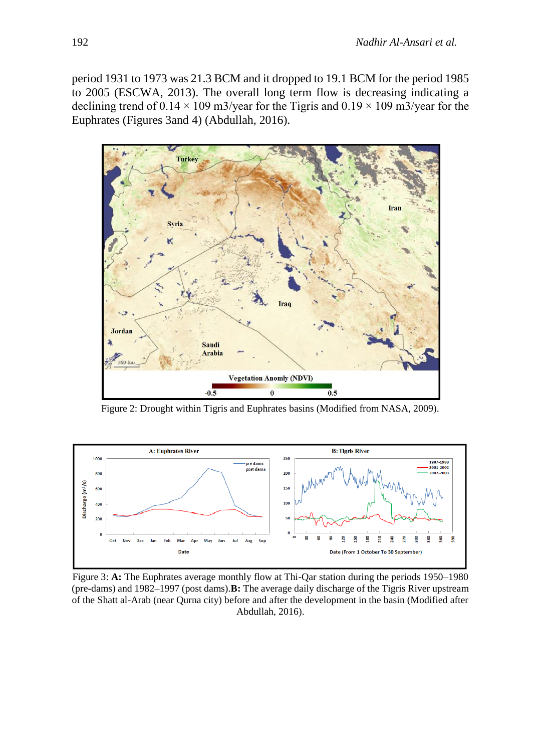period 1931 to 1973 was 21.3 BCM and it dropped to 19.1 BCM for the period 1985 to 2005 (ESCWA, 2013). The overall long term flow is decreasing indicating a declining trend of $0.14 \times 109$ m3/year for the Tigris and $0.19 \times 109$ m3/year for the Euphrates (Figures 3and 4) (Abdullah, 2016).

Figure 2: Drought within Tigris and Euphrates basins (Modified from NASA, 2009).

Figure 3: **A:** The Euphrates average monthly flow at Thi-Qar station during the periods 1950–1980 (pre-dams) and 1982–1997 (post dams).**B:** The average daily discharge of the Tigris River upstream of the Shatt al-Arab (near Qurna city) before and after the development in the basin (Modified after Abdullah, 2016).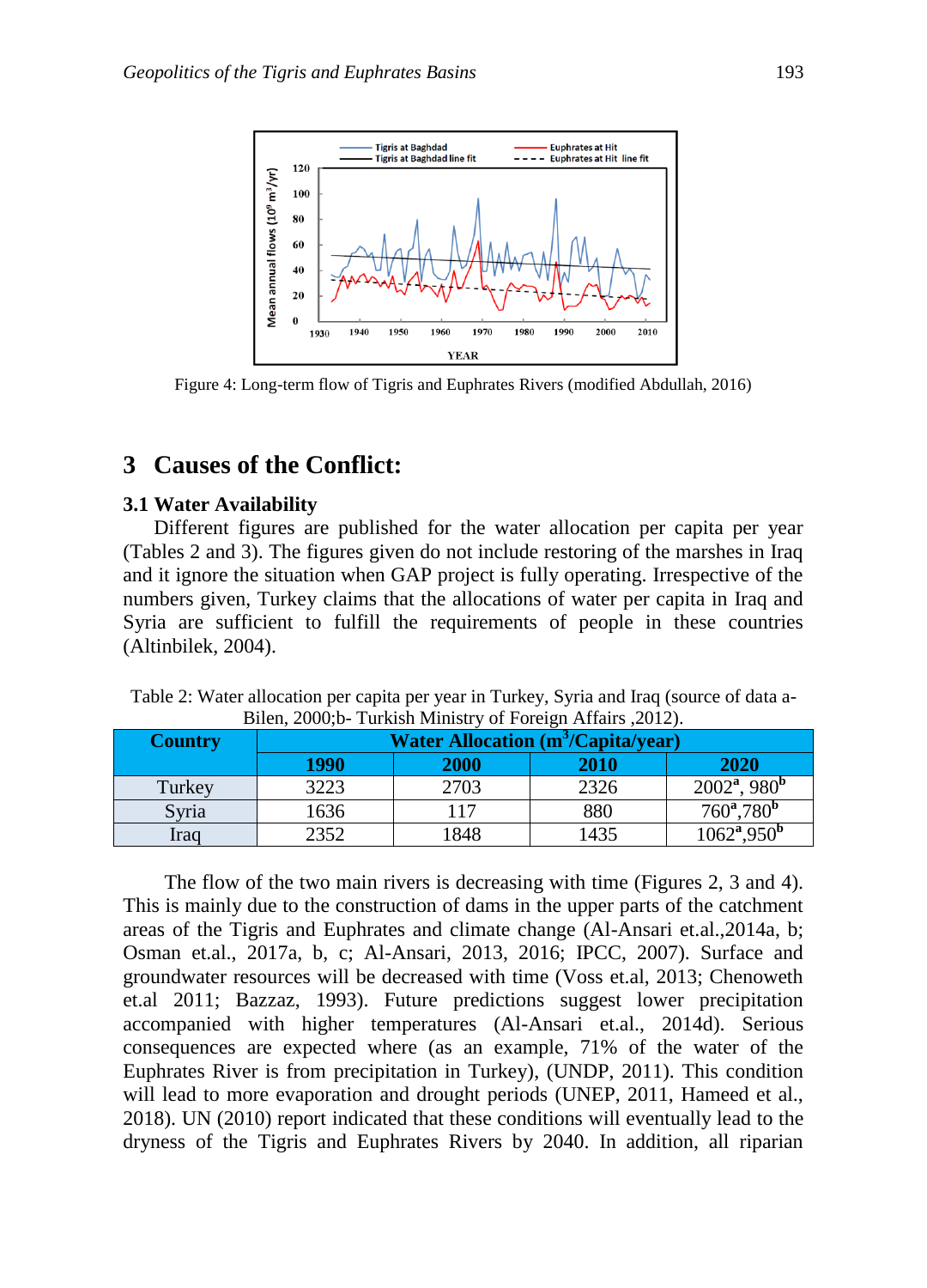Figure 4: Long-term flow of Tigris and Euphrates Rivers (modified Abdullah, 2016)

## 3 Causes of the Conflict:

### 3.1 Water Availability

Different figures are published for the water allocation per capita per year (Tables 2 and 3). The figures given do not include restoring of the marshes in Iraq and it ignore the situation when GAP project is fully operating. Irrespective of the numbers given, Turkey claims that the allocations of water per capita in Iraq and Syria are sufficient to fulfill the requirements of people in these countries (Altinbilek, 2004).

Table 2: Water allocation per capita per year in Turkey, Syria and Iraq (source of data a-Bilen, 2000;b- Turkish Ministry of Foreign Affairs ,2012).

| Country | Water Allocation ($m^3$/Capita/year) | | | |
|---|---|---|---|---|
| | 1990 | 2000 | 2010 | 2020 |
| Turkey | 3223 | 2703 | 2326 | 2002[a], 980[b] |
| Syria | 1636 | 117 | 880 | 760[a],780[b] |
| Iraq | 2352 | 1848 | 1435 | 1062[a],950[b] |

The flow of the two main rivers is decreasing with time (Figures 2, 3 and 4). This is mainly due to the construction of dams in the upper parts of the catchment areas of the Tigris and Euphrates and climate change (Al-Ansari et.al.,2014a, b; Osman et.al., 2017a, b, c; Al-Ansari, 2013, 2016; IPCC, 2007). Surface and groundwater resources will be decreased with time (Voss et.al, 2013; Chenoweth et.al 2011; Bazzaz, 1993). Future predictions suggest lower precipitation accompanied with higher temperatures (Al-Ansari et.al., 2014d). Serious consequences are expected where (as an example, 71% of the water of the Euphrates River is from precipitation in Turkey), (UNDP, 2011). This condition will lead to more evaporation and drought periods (UNEP, 2011, Hameed et al., 2018). UN (2010) report indicated that these conditions will eventually lead to the dryness of the Tigris and Euphrates Rivers by 2040. In addition, all riparian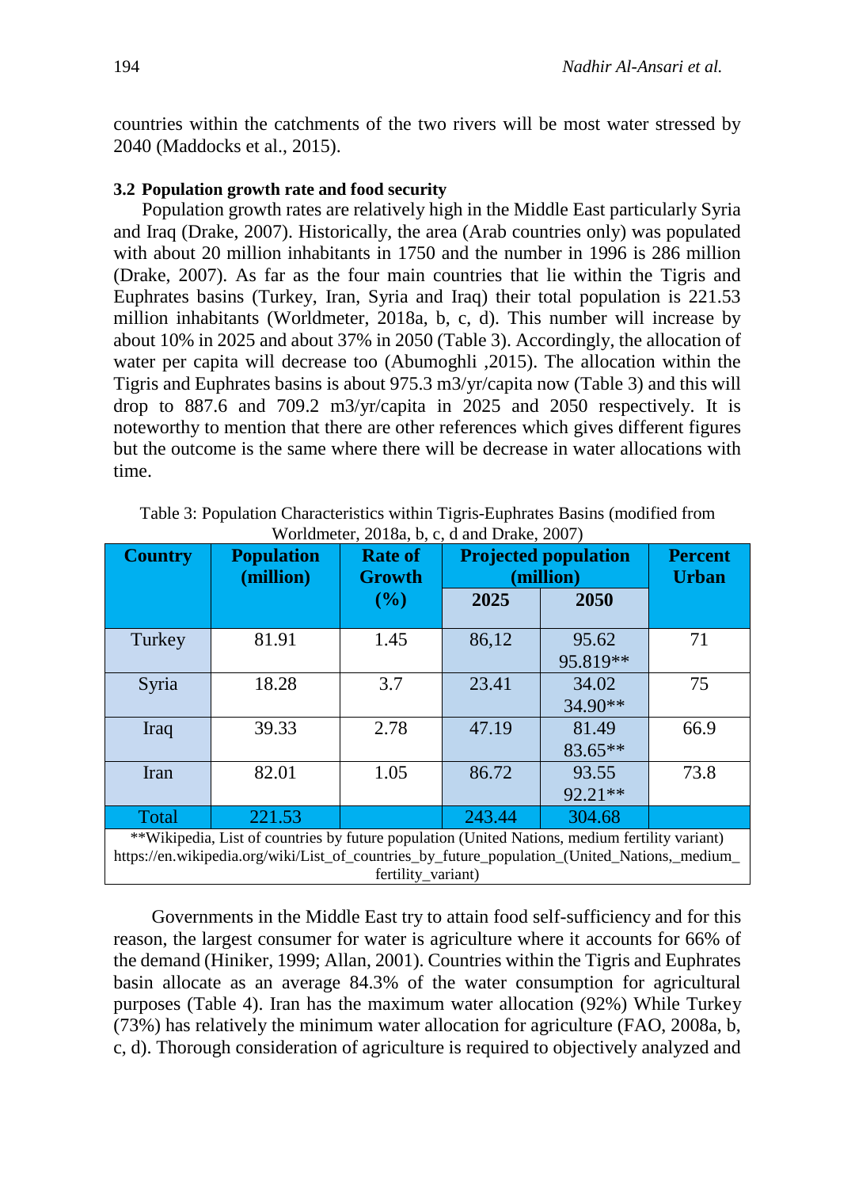countries within the catchments of the two rivers will be most water stressed by 2040 (Maddocks et al., 2015).

### 3.2 Population growth rate and food security

Population growth rates are relatively high in the Middle East particularly Syria and Iraq (Drake, 2007). Historically, the area (Arab countries only) was populated with about 20 million inhabitants in 1750 and the number in 1996 is 286 million (Drake, 2007). As far as the four main countries that lie within the Tigris and Euphrates basins (Turkey, Iran, Syria and Iraq) their total population is 221.53 million inhabitants (Worldmeter, 2018a, b, c, d). This number will increase by about 10% in 2025 and about 37% in 2050 (Table 3). Accordingly, the allocation of water per capita will decrease too (Abumoghli ,2015). The allocation within the Tigris and Euphrates basins is about 975.3 m3/yr/capita now (Table 3) and this will drop to 887.6 and 709.2 m3/yr/capita in 2025 and 2050 respectively. It is noteworthy to mention that there are other references which gives different figures but the outcome is the same where there will be decrease in water allocations with time.

Table 3: Population Characteristics within Tigris-Euphrates Basins (modified from Worldmeter, 2018a, b, c, d and Drake, 2007)

| Country | Population (million) | Rate of Growth (%) | Projected population (million) | | Percent Urban |
|---|---|---|---|---|---|
| | | | 2025 | 2050 | |
| Turkey | 81.91 | 1.45 | 86,12 | 95.62<br>95.819** | 71 |
| Syria | 18.28 | 3.7 | 23.41 | 34.02<br>34.90** | 75 |
| Iraq | 39.33 | 2.78 | 47.19 | 81.49<br>83.65** | 66.9 |
| Iran | 82.01 | 1.05 | 86.72 | 93.55<br>92.21** | 73.8 |
| Total | 221.53 | | 243.44 | 304.68 | |

**Wikipedia, List of countries by future population (United Nations, medium fertility variant) https://en.wikipedia.org/wiki/List_of_countries_by_future_population_(United_Nations,_medium_fertility_variant)

Governments in the Middle East try to attain food self-sufficiency and for this reason, the largest consumer for water is agriculture where it accounts for 66% of the demand (Hiniker, 1999; Allan, 2001). Countries within the Tigris and Euphrates basin allocate as an average 84.3% of the water consumption for agricultural purposes (Table 4). Iran has the maximum water allocation (92%) While Turkey (73%) has relatively the minimum water allocation for agriculture (FAO, 2008a, b, c, d). Thorough consideration of agriculture is required to objectively analyzed and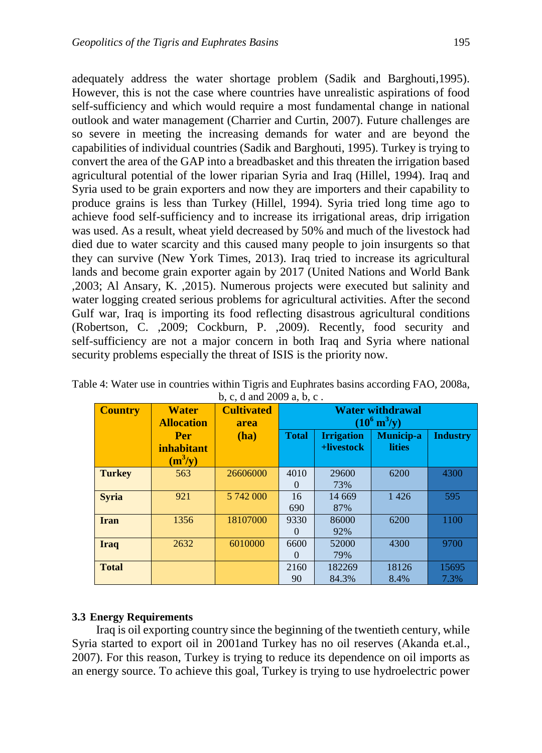adequately address the water shortage problem (Sadik and Barghouti,1995). However, this is not the case where countries have unrealistic aspirations of food self-sufficiency and which would require a most fundamental change in national outlook and water management (Charrier and Curtin, 2007). Future challenges are so severe in meeting the increasing demands for water and are beyond the capabilities of individual countries (Sadik and Barghouti, 1995). Turkey is trying to convert the area of the GAP into a breadbasket and this threaten the irrigation based agricultural potential of the lower riparian Syria and Iraq (Hillel, 1994). Iraq and Syria used to be grain exporters and now they are importers and their capability to produce grains is less than Turkey (Hillel, 1994). Syria tried long time ago to achieve food self-sufficiency and to increase its irrigational areas, drip irrigation was used. As a result, wheat yield decreased by 50% and much of the livestock had died due to water scarcity and this caused many people to join insurgents so that they can survive (New York Times, 2013). Iraq tried to increase its agricultural lands and become grain exporter again by 2017 (United Nations and World Bank ,2003; Al Ansary, K. ,2015). Numerous projects were executed but salinity and water logging created serious problems for agricultural activities. After the second Gulf war, Iraq is importing its food reflecting disastrous agricultural conditions (Robertson, C. ,2009; Cockburn, P. ,2009). Recently, food security and self-sufficiency are not a major concern in both Iraq and Syria where national security problems especially the threat of ISIS is the priority now.

Table 4: Water use in countries within Tigris and Euphrates basins according FAO, 2008a, b, c, d and 2009 a, b, c .

| Country | Water Allocation Per inhabitant ($m^3$/y) | Cultivated area (ha) | Water withdrawal ($10^6$ $m^3$/y) | | | |
|---|---|---|---|---|---|---|
| | | | Total | Irrigation +livestock | Municip-alities | Industry |
| **Turkey** | 563 | 26606000 | 40100 | 29600 73% | 6200 | 4300 |
| **Syria** | 921 | 5 742 000 | 16 690 | 14 669 87% | 1 426 | 595 |
| **Iran** | 1356 | 18107000 | 93300 | 86000 92% | 6200 | 1100 |
| **Iraq** | 2632 | 6010000 | 66000 | 52000 79% | 4300 | 9700 |
| **Total** | | | 216090 | 182269 84.3% | 18126 8.4% | 15695 7.3% |

### 3.3 Energy Requirements

Iraq is oil exporting country since the beginning of the twentieth century, while Syria started to export oil in 2001and Turkey has no oil reserves (Akanda et.al., 2007). For this reason, Turkey is trying to reduce its dependence on oil imports as an energy source. To achieve this goal, Turkey is trying to use hydroelectric power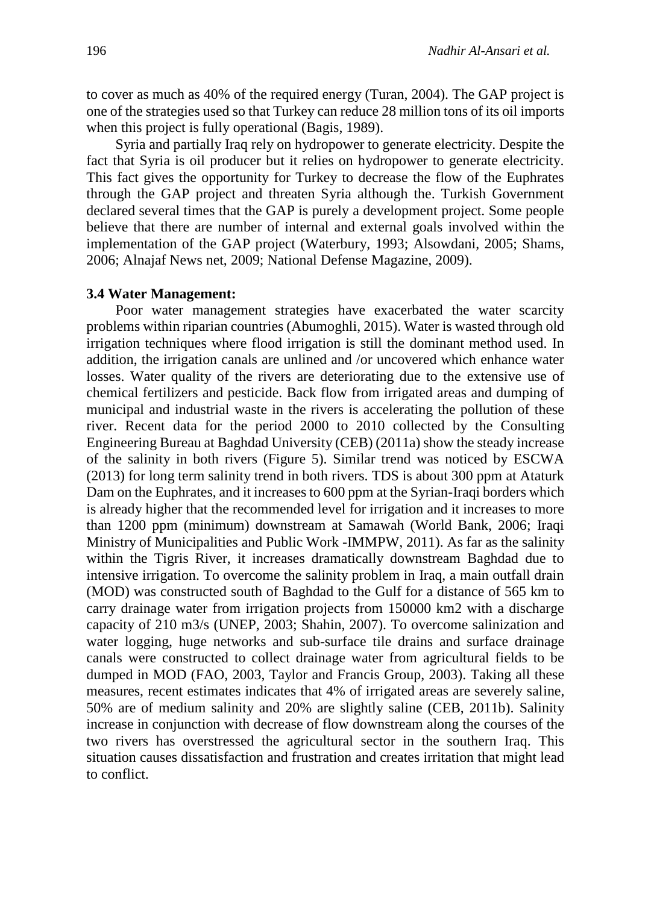to cover as much as 40% of the required energy (Turan, 2004). The GAP project is one of the strategies used so that Turkey can reduce 28 million tons of its oil imports when this project is fully operational (Bagis, 1989).

Syria and partially Iraq rely on hydropower to generate electricity. Despite the fact that Syria is oil producer but it relies on hydropower to generate electricity. This fact gives the opportunity for Turkey to decrease the flow of the Euphrates through the GAP project and threaten Syria although the. Turkish Government declared several times that the GAP is purely a development project. Some people believe that there are number of internal and external goals involved within the implementation of the GAP project (Waterbury, 1993; Alsowdani, 2005; Shams, 2006; Alnajaf News net, 2009; National Defense Magazine, 2009).

### 3.4 Water Management:

Poor water management strategies have exacerbated the water scarcity problems within riparian countries (Abumoghli, 2015). Water is wasted through old irrigation techniques where flood irrigation is still the dominant method used. In addition, the irrigation canals are unlined and /or uncovered which enhance water losses. Water quality of the rivers are deteriorating due to the extensive use of chemical fertilizers and pesticide. Back flow from irrigated areas and dumping of municipal and industrial waste in the rivers is accelerating the pollution of these river. Recent data for the period 2000 to 2010 collected by the Consulting Engineering Bureau at Baghdad University (CEB) (2011a) show the steady increase of the salinity in both rivers (Figure 5). Similar trend was noticed by ESCWA (2013) for long term salinity trend in both rivers. TDS is about 300 ppm at Ataturk Dam on the Euphrates, and it increases to 600 ppm at the Syrian-Iraqi borders which is already higher that the recommended level for irrigation and it increases to more than 1200 ppm (minimum) downstream at Samawah (World Bank, 2006; Iraqi Ministry of Municipalities and Public Work -IMMPW, 2011). As far as the salinity within the Tigris River, it increases dramatically downstream Baghdad due to intensive irrigation. To overcome the salinity problem in Iraq, a main outfall drain (MOD) was constructed south of Baghdad to the Gulf for a distance of 565 km to carry drainage water from irrigation projects from 150000 km2 with a discharge capacity of 210 m3/s (UNEP, 2003; Shahin, 2007). To overcome salinization and water logging, huge networks and sub-surface tile drains and surface drainage canals were constructed to collect drainage water from agricultural fields to be dumped in MOD (FAO, 2003, Taylor and Francis Group, 2003). Taking all these measures, recent estimates indicates that 4% of irrigated areas are severely saline, 50% are of medium salinity and 20% are slightly saline (CEB, 2011b). Salinity increase in conjunction with decrease of flow downstream along the courses of the two rivers has overstressed the agricultural sector in the southern Iraq. This situation causes dissatisfaction and frustration and creates irritation that might lead to conflict.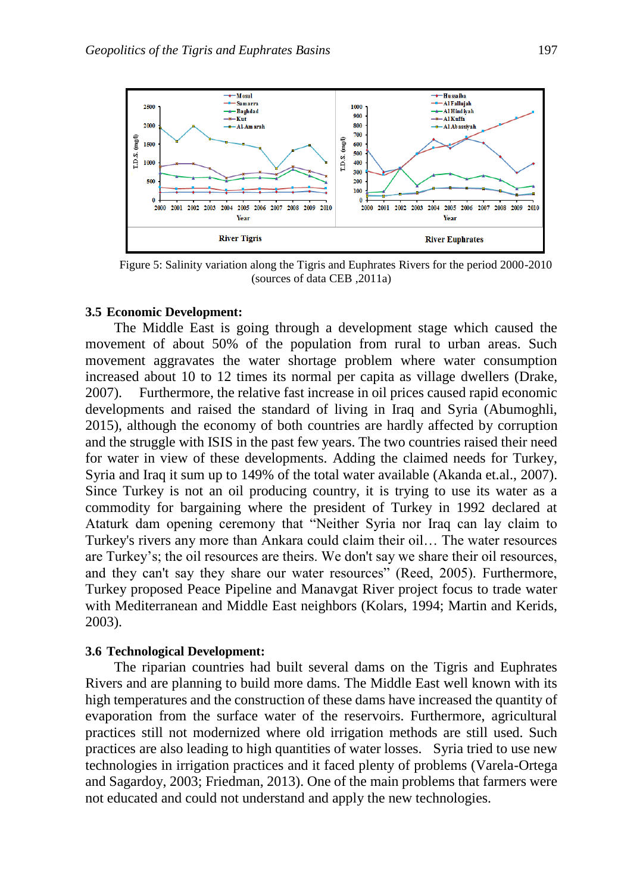Figure 5: Salinity variation along the Tigris and Euphrates Rivers for the period 2000-2010 (sources of data CEB ,2011a)

### 3.5 Economic Development:

The Middle East is going through a development stage which caused the movement of about 50% of the population from rural to urban areas. Such movement aggravates the water shortage problem where water consumption increased about 10 to 12 times its normal per capita as village dwellers (Drake, 2007). Furthermore, the relative fast increase in oil prices caused rapid economic developments and raised the standard of living in Iraq and Syria (Abumoghli, 2015), although the economy of both countries are hardly affected by corruption and the struggle with ISIS in the past few years. The two countries raised their need for water in view of these developments. Adding the claimed needs for Turkey, Syria and Iraq it sum up to 149% of the total water available (Akanda et.al., 2007). Since Turkey is not an oil producing country, it is trying to use its water as a commodity for bargaining where the president of Turkey in 1992 declared at Ataturk dam opening ceremony that "Neither Syria nor Iraq can lay claim to Turkey's rivers any more than Ankara could claim their oil… The water resources are Turkey's; the oil resources are theirs. We don't say we share their oil resources, and they can't say they share our water resources" (Reed, 2005). Furthermore, Turkey proposed Peace Pipeline and Manavgat River project focus to trade water with Mediterranean and Middle East neighbors (Kolars, 1994; Martin and Kerids, 2003).

### 3.6 Technological Development:

The riparian countries had built several dams on the Tigris and Euphrates Rivers and are planning to build more dams. The Middle East well known with its high temperatures and the construction of these dams have increased the quantity of evaporation from the surface water of the reservoirs. Furthermore, agricultural practices still not modernized where old irrigation methods are still used. Such practices are also leading to high quantities of water losses. Syria tried to use new technologies in irrigation practices and it faced plenty of problems (Varela-Ortega and Sagardoy, 2003; Friedman, 2013). One of the main problems that farmers were not educated and could not understand and apply the new technologies.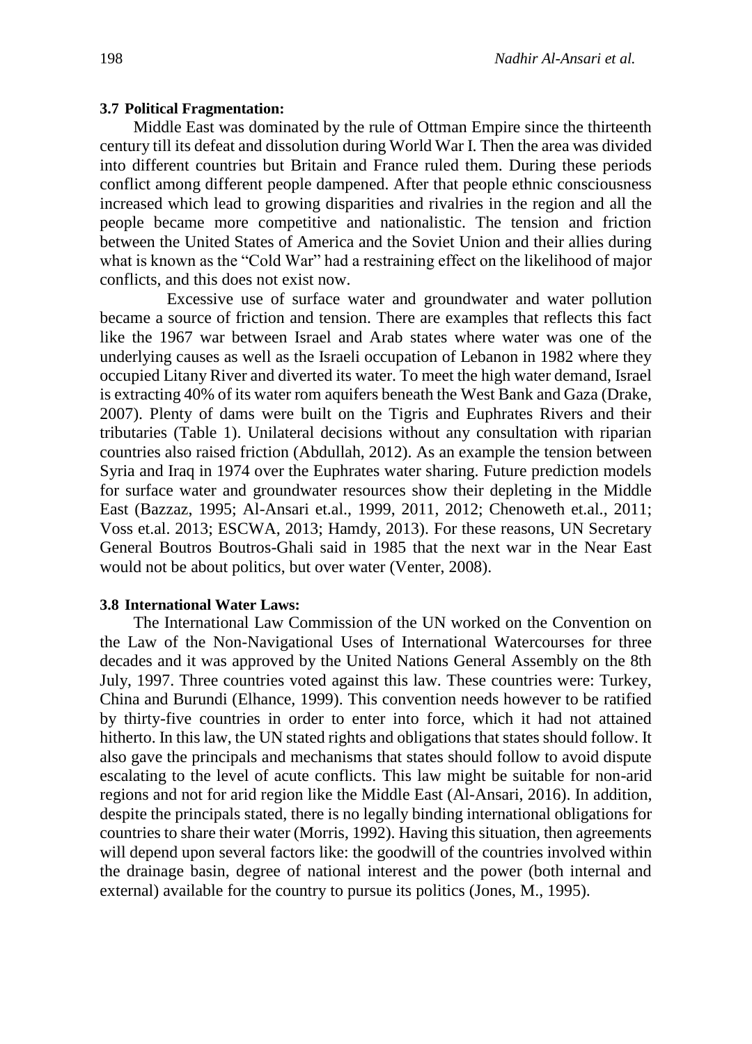### 3.7 Political Fragmentation:

Middle East was dominated by the rule of Ottman Empire since the thirteenth century till its defeat and dissolution during World War I. Then the area was divided into different countries but Britain and France ruled them. During these periods conflict among different people dampened. After that people ethnic consciousness increased which lead to growing disparities and rivalries in the region and all the people became more competitive and nationalistic. The tension and friction between the United States of America and the Soviet Union and their allies during what is known as the "Cold War" had a restraining effect on the likelihood of major conflicts, and this does not exist now.

Excessive use of surface water and groundwater and water pollution became a source of friction and tension. There are examples that reflects this fact like the 1967 war between Israel and Arab states where water was one of the underlying causes as well as the Israeli occupation of Lebanon in 1982 where they occupied Litany River and diverted its water. To meet the high water demand, Israel is extracting 40% of its water rom aquifers beneath the West Bank and Gaza (Drake, 2007). Plenty of dams were built on the Tigris and Euphrates Rivers and their tributaries (Table 1). Unilateral decisions without any consultation with riparian countries also raised friction (Abdullah, 2012). As an example the tension between Syria and Iraq in 1974 over the Euphrates water sharing. Future prediction models for surface water and groundwater resources show their depleting in the Middle East (Bazzaz, 1995; Al-Ansari et.al., 1999, 2011, 2012; Chenoweth et.al., 2011; Voss et.al. 2013; ESCWA, 2013; Hamdy, 2013). For these reasons, UN Secretary General Boutros Boutros-Ghali said in 1985 that the next war in the Near East would not be about politics, but over water (Venter, 2008).

### 3.8 International Water Laws:

The International Law Commission of the UN worked on the Convention on the Law of the Non-Navigational Uses of International Watercourses for three decades and it was approved by the United Nations General Assembly on the 8th July, 1997. Three countries voted against this law. These countries were: Turkey, China and Burundi (Elhance, 1999). This convention needs however to be ratified by thirty-five countries in order to enter into force, which it had not attained hitherto. In this law, the UN stated rights and obligations that states should follow. It also gave the principals and mechanisms that states should follow to avoid dispute escalating to the level of acute conflicts. This law might be suitable for non-arid regions and not for arid region like the Middle East (Al-Ansari, 2016). In addition, despite the principals stated, there is no legally binding international obligations for countries to share their water (Morris, 1992). Having this situation, then agreements will depend upon several factors like: the goodwill of the countries involved within the drainage basin, degree of national interest and the power (both internal and external) available for the country to pursue its politics (Jones, M., 1995).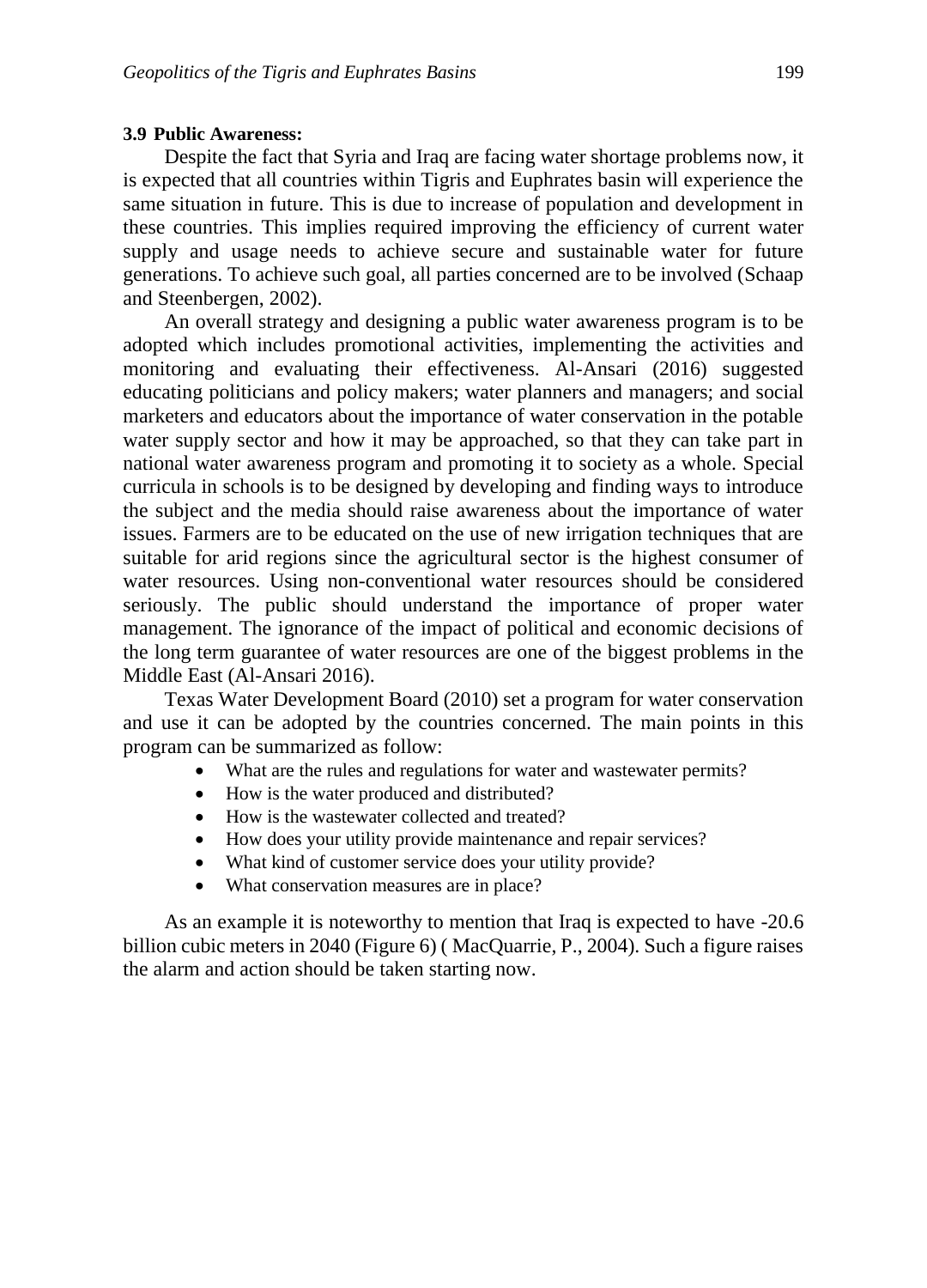### 3.9 Public Awareness:

Despite the fact that Syria and Iraq are facing water shortage problems now, it is expected that all countries within Tigris and Euphrates basin will experience the same situation in future. This is due to increase of population and development in these countries. This implies required improving the efficiency of current water supply and usage needs to achieve secure and sustainable water for future generations. To achieve such goal, all parties concerned are to be involved (Schaap and Steenbergen, 2002).

An overall strategy and designing a public water awareness program is to be adopted which includes promotional activities, implementing the activities and monitoring and evaluating their effectiveness. Al-Ansari (2016) suggested educating politicians and policy makers; water planners and managers; and social marketers and educators about the importance of water conservation in the potable water supply sector and how it may be approached, so that they can take part in national water awareness program and promoting it to society as a whole. Special curricula in schools is to be designed by developing and finding ways to introduce the subject and the media should raise awareness about the importance of water issues. Farmers are to be educated on the use of new irrigation techniques that are suitable for arid regions since the agricultural sector is the highest consumer of water resources. Using non-conventional water resources should be considered seriously. The public should understand the importance of proper water management. The ignorance of the impact of political and economic decisions of the long term guarantee of water resources are one of the biggest problems in the Middle East (Al-Ansari 2016).

Texas Water Development Board (2010) set a program for water conservation and use it can be adopted by the countries concerned. The main points in this program can be summarized as follow:

- What are the rules and regulations for water and wastewater permits?
- How is the water produced and distributed?
- How is the wastewater collected and treated?
- How does your utility provide maintenance and repair services?
- What kind of customer service does your utility provide?
- What conservation measures are in place?

As an example it is noteworthy to mention that Iraq is expected to have -20.6 billion cubic meters in 2040 (Figure 6) ( MacQuarrie, P., 2004). Such a figure raises the alarm and action should be taken starting now.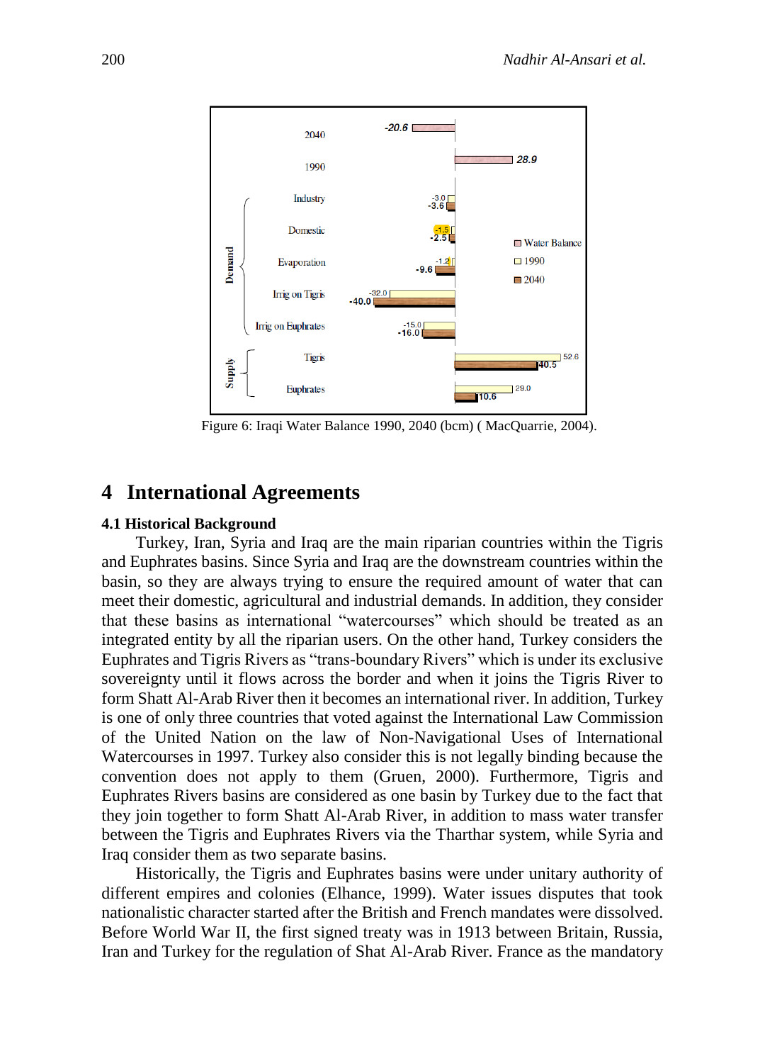Figure 6: Iraqi Water Balance 1990, 2040 (bcm) ( MacQuarrie, 2004).

## 4 International Agreements

### 4.1 Historical Background

Turkey, Iran, Syria and Iraq are the main riparian countries within the Tigris and Euphrates basins. Since Syria and Iraq are the downstream countries within the basin, so they are always trying to ensure the required amount of water that can meet their domestic, agricultural and industrial demands. In addition, they consider that these basins as international "watercourses" which should be treated as an integrated entity by all the riparian users. On the other hand, Turkey considers the Euphrates and Tigris Rivers as "trans-boundary Rivers" which is under its exclusive sovereignty until it flows across the border and when it joins the Tigris River to form Shatt Al-Arab River then it becomes an international river. In addition, Turkey is one of only three countries that voted against the International Law Commission of the United Nation on the law of Non-Navigational Uses of International Watercourses in 1997. Turkey also consider this is not legally binding because the convention does not apply to them (Gruen, 2000). Furthermore, Tigris and Euphrates Rivers basins are considered as one basin by Turkey due to the fact that they join together to form Shatt Al-Arab River, in addition to mass water transfer between the Tigris and Euphrates Rivers via the Tharthar system, while Syria and Iraq consider them as two separate basins.

Historically, the Tigris and Euphrates basins were under unitary authority of different empires and colonies (Elhance, 1999). Water issues disputes that took nationalistic character started after the British and French mandates were dissolved. Before World War II, the first signed treaty was in 1913 between Britain, Russia, Iran and Turkey for the regulation of Shat Al-Arab River. France as the mandatory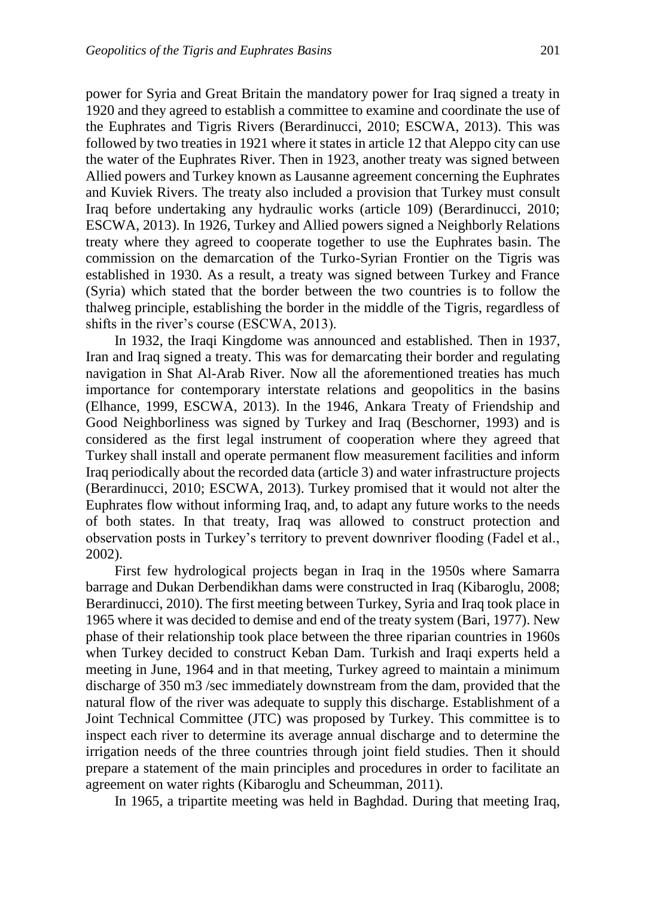power for Syria and Great Britain the mandatory power for Iraq signed a treaty in 1920 and they agreed to establish a committee to examine and coordinate the use of the Euphrates and Tigris Rivers (Berardinucci, 2010; ESCWA, 2013). This was followed by two treaties in 1921 where it states in article 12 that Aleppo city can use the water of the Euphrates River. Then in 1923, another treaty was signed between Allied powers and Turkey known as Lausanne agreement concerning the Euphrates and Kuviek Rivers. The treaty also included a provision that Turkey must consult Iraq before undertaking any hydraulic works (article 109) (Berardinucci, 2010; ESCWA, 2013). In 1926, Turkey and Allied powers signed a Neighborly Relations treaty where they agreed to cooperate together to use the Euphrates basin. The commission on the demarcation of the Turko-Syrian Frontier on the Tigris was established in 1930. As a result, a treaty was signed between Turkey and France (Syria) which stated that the border between the two countries is to follow the thalweg principle, establishing the border in the middle of the Tigris, regardless of shifts in the river's course (ESCWA, 2013).

In 1932, the Iraqi Kingdome was announced and established. Then in 1937, Iran and Iraq signed a treaty. This was for demarcating their border and regulating navigation in Shat Al-Arab River. Now all the aforementioned treaties has much importance for contemporary interstate relations and geopolitics in the basins (Elhance, 1999, ESCWA, 2013). In the 1946, Ankara Treaty of Friendship and Good Neighborliness was signed by Turkey and Iraq (Beschorner, 1993) and is considered as the first legal instrument of cooperation where they agreed that Turkey shall install and operate permanent flow measurement facilities and inform Iraq periodically about the recorded data (article 3) and water infrastructure projects (Berardinucci, 2010; ESCWA, 2013). Turkey promised that it would not alter the Euphrates flow without informing Iraq, and, to adapt any future works to the needs of both states. In that treaty, Iraq was allowed to construct protection and observation posts in Turkey's territory to prevent downriver flooding (Fadel et al., 2002).

First few hydrological projects began in Iraq in the 1950s where Samarra barrage and Dukan Derbendikhan dams were constructed in Iraq (Kibaroglu, 2008; Berardinucci, 2010). The first meeting between Turkey, Syria and Iraq took place in 1965 where it was decided to demise and end of the treaty system (Bari, 1977). New phase of their relationship took place between the three riparian countries in 1960s when Turkey decided to construct Keban Dam. Turkish and Iraqi experts held a meeting in June, 1964 and in that meeting, Turkey agreed to maintain a minimum discharge of 350 m3 /sec immediately downstream from the dam, provided that the natural flow of the river was adequate to supply this discharge. Establishment of a Joint Technical Committee (JTC) was proposed by Turkey. This committee is to inspect each river to determine its average annual discharge and to determine the irrigation needs of the three countries through joint field studies. Then it should prepare a statement of the main principles and procedures in order to facilitate an agreement on water rights (Kibaroglu and Scheumman, 2011).

In 1965, a tripartite meeting was held in Baghdad. During that meeting Iraq,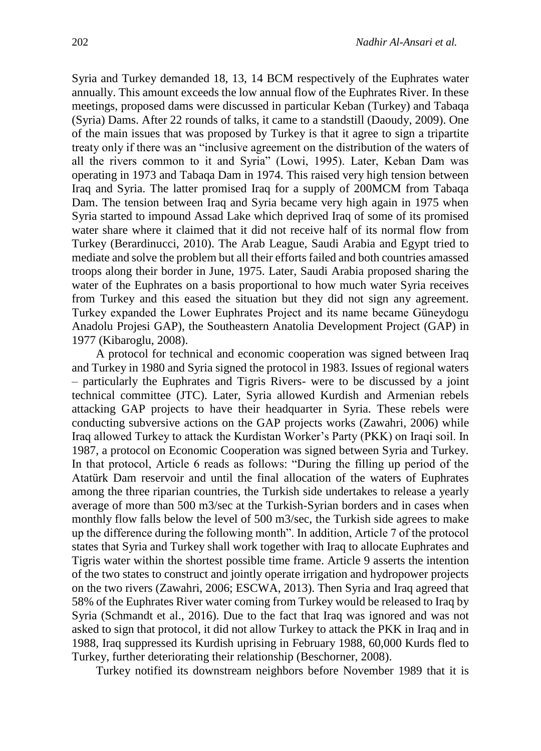Syria and Turkey demanded 18, 13, 14 BCM respectively of the Euphrates water annually. This amount exceeds the low annual flow of the Euphrates River. In these meetings, proposed dams were discussed in particular Keban (Turkey) and Tabaqa (Syria) Dams. After 22 rounds of talks, it came to a standstill (Daoudy, 2009). One of the main issues that was proposed by Turkey is that it agree to sign a tripartite treaty only if there was an "inclusive agreement on the distribution of the waters of all the rivers common to it and Syria" (Lowi, 1995). Later, Keban Dam was operating in 1973 and Tabaqa Dam in 1974. This raised very high tension between Iraq and Syria. The latter promised Iraq for a supply of 200MCM from Tabaqa Dam. The tension between Iraq and Syria became very high again in 1975 when Syria started to impound Assad Lake which deprived Iraq of some of its promised water share where it claimed that it did not receive half of its normal flow from Turkey (Berardinucci, 2010). The Arab League, Saudi Arabia and Egypt tried to mediate and solve the problem but all their efforts failed and both countries amassed troops along their border in June, 1975. Later, Saudi Arabia proposed sharing the water of the Euphrates on a basis proportional to how much water Syria receives from Turkey and this eased the situation but they did not sign any agreement. Turkey expanded the Lower Euphrates Project and its name became Güneydogu Anadolu Projesi GAP), the Southeastern Anatolia Development Project (GAP) in 1977 (Kibaroglu, 2008).

A protocol for technical and economic cooperation was signed between Iraq and Turkey in 1980 and Syria signed the protocol in 1983. Issues of regional waters – particularly the Euphrates and Tigris Rivers- were to be discussed by a joint technical committee (JTC). Later, Syria allowed Kurdish and Armenian rebels attacking GAP projects to have their headquarter in Syria. These rebels were conducting subversive actions on the GAP projects works (Zawahri, 2006) while Iraq allowed Turkey to attack the Kurdistan Worker's Party (PKK) on Iraqi soil. In 1987, a protocol on Economic Cooperation was signed between Syria and Turkey. In that protocol, Article 6 reads as follows: "During the filling up period of the Atatürk Dam reservoir and until the final allocation of the waters of Euphrates among the three riparian countries, the Turkish side undertakes to release a yearly average of more than 500 m3/sec at the Turkish-Syrian borders and in cases when monthly flow falls below the level of 500 m3/sec, the Turkish side agrees to make up the difference during the following month". In addition, Article 7 of the protocol states that Syria and Turkey shall work together with Iraq to allocate Euphrates and Tigris water within the shortest possible time frame. Article 9 asserts the intention of the two states to construct and jointly operate irrigation and hydropower projects on the two rivers (Zawahri, 2006; ESCWA, 2013). Then Syria and Iraq agreed that 58% of the Euphrates River water coming from Turkey would be released to Iraq by Syria (Schmandt et al., 2016). Due to the fact that Iraq was ignored and was not asked to sign that protocol, it did not allow Turkey to attack the PKK in Iraq and in 1988, Iraq suppressed its Kurdish uprising in February 1988, 60,000 Kurds fled to Turkey, further deteriorating their relationship (Beschorner, 2008).

Turkey notified its downstream neighbors before November 1989 that it is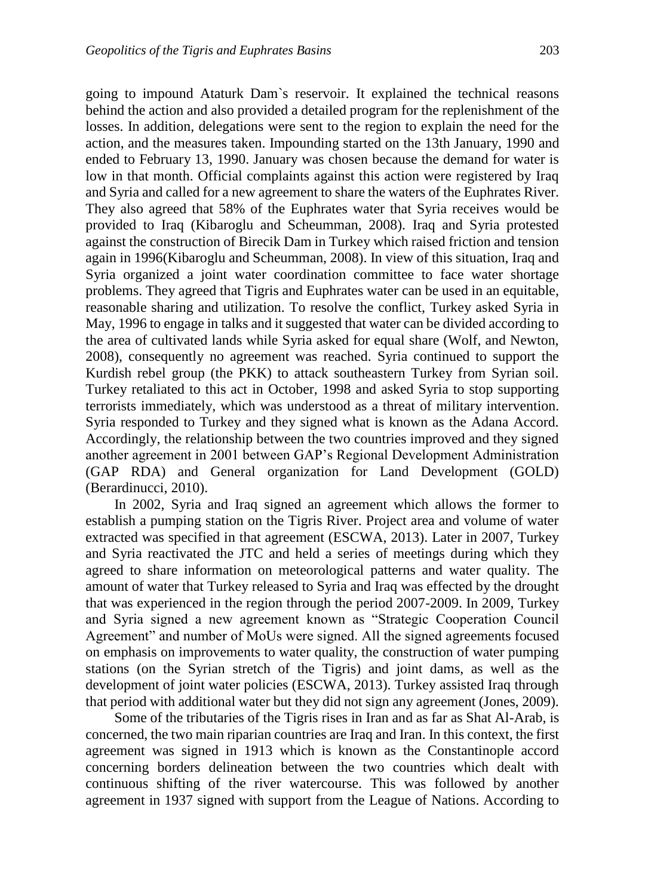going to impound Ataturk Dam`s reservoir. It explained the technical reasons behind the action and also provided a detailed program for the replenishment of the losses. In addition, delegations were sent to the region to explain the need for the action, and the measures taken. Impounding started on the 13th January, 1990 and ended to February 13, 1990. January was chosen because the demand for water is low in that month. Official complaints against this action were registered by Iraq and Syria and called for a new agreement to share the waters of the Euphrates River. They also agreed that 58% of the Euphrates water that Syria receives would be provided to Iraq (Kibaroglu and Scheumman, 2008). Iraq and Syria protested against the construction of Birecik Dam in Turkey which raised friction and tension again in 1996(Kibaroglu and Scheumman, 2008). In view of this situation, Iraq and Syria organized a joint water coordination committee to face water shortage problems. They agreed that Tigris and Euphrates water can be used in an equitable, reasonable sharing and utilization. To resolve the conflict, Turkey asked Syria in May, 1996 to engage in talks and it suggested that water can be divided according to the area of cultivated lands while Syria asked for equal share (Wolf, and Newton, 2008), consequently no agreement was reached. Syria continued to support the Kurdish rebel group (the PKK) to attack southeastern Turkey from Syrian soil. Turkey retaliated to this act in October, 1998 and asked Syria to stop supporting terrorists immediately, which was understood as a threat of military intervention. Syria responded to Turkey and they signed what is known as the Adana Accord. Accordingly, the relationship between the two countries improved and they signed another agreement in 2001 between GAP's Regional Development Administration (GAP RDA) and General organization for Land Development (GOLD) (Berardinucci, 2010).

In 2002, Syria and Iraq signed an agreement which allows the former to establish a pumping station on the Tigris River. Project area and volume of water extracted was specified in that agreement (ESCWA, 2013). Later in 2007, Turkey and Syria reactivated the JTC and held a series of meetings during which they agreed to share information on meteorological patterns and water quality. The amount of water that Turkey released to Syria and Iraq was effected by the drought that was experienced in the region through the period 2007-2009. In 2009, Turkey and Syria signed a new agreement known as "Strategic Cooperation Council Agreement" and number of MoUs were signed. All the signed agreements focused on emphasis on improvements to water quality, the construction of water pumping stations (on the Syrian stretch of the Tigris) and joint dams, as well as the development of joint water policies (ESCWA, 2013). Turkey assisted Iraq through that period with additional water but they did not sign any agreement (Jones, 2009).

Some of the tributaries of the Tigris rises in Iran and as far as Shat Al-Arab, is concerned, the two main riparian countries are Iraq and Iran. In this context, the first agreement was signed in 1913 which is known as the Constantinople accord concerning borders delineation between the two countries which dealt with continuous shifting of the river watercourse. This was followed by another agreement in 1937 signed with support from the League of Nations. According to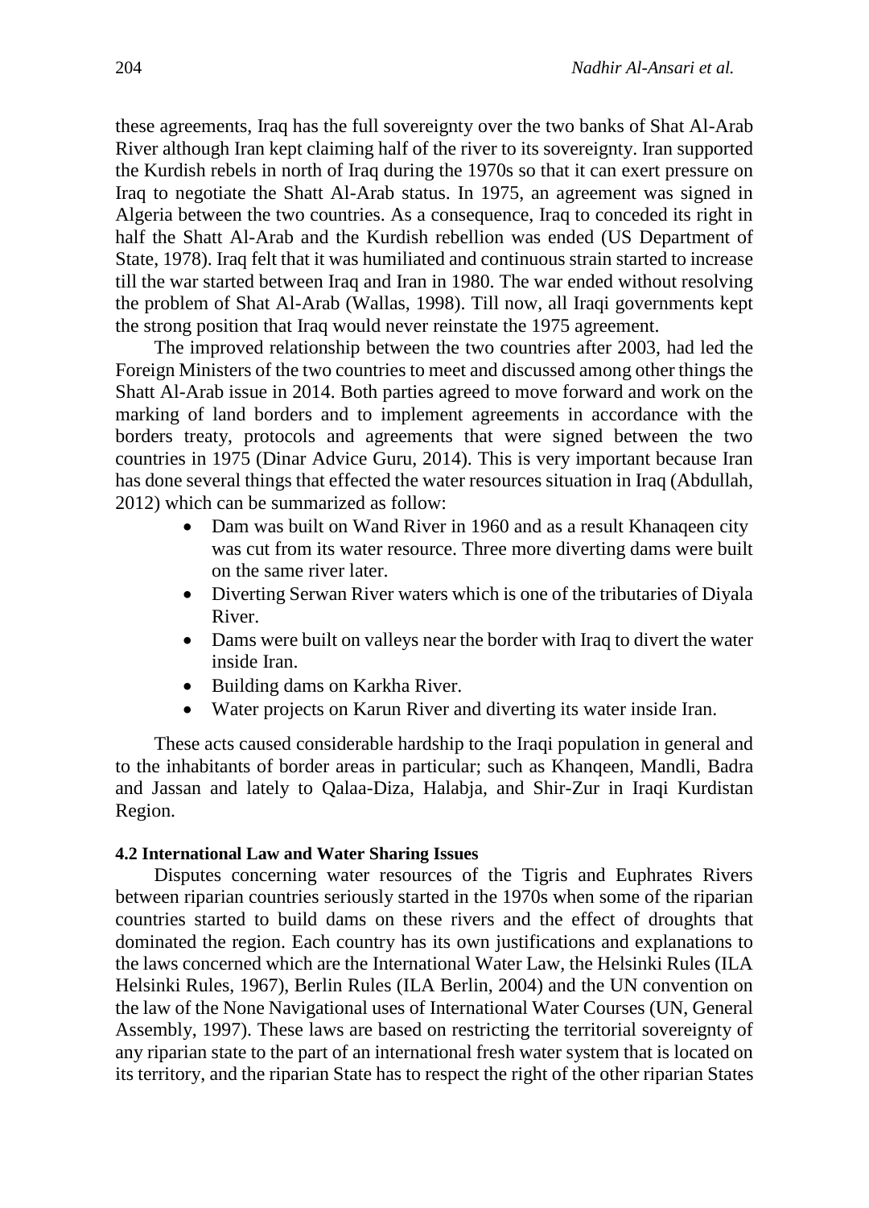these agreements, Iraq has the full sovereignty over the two banks of Shat Al-Arab River although Iran kept claiming half of the river to its sovereignty. Iran supported the Kurdish rebels in north of Iraq during the 1970s so that it can exert pressure on Iraq to negotiate the Shatt Al-Arab status. In 1975, an agreement was signed in Algeria between the two countries. As a consequence, Iraq to conceded its right in half the Shatt Al-Arab and the Kurdish rebellion was ended (US Department of State, 1978). Iraq felt that it was humiliated and continuous strain started to increase till the war started between Iraq and Iran in 1980. The war ended without resolving the problem of Shat Al-Arab (Wallas, 1998). Till now, all Iraqi governments kept the strong position that Iraq would never reinstate the 1975 agreement.

The improved relationship between the two countries after 2003, had led the Foreign Ministers of the two countries to meet and discussed among other things the Shatt Al-Arab issue in 2014. Both parties agreed to move forward and work on the marking of land borders and to implement agreements in accordance with the borders treaty, protocols and agreements that were signed between the two countries in 1975 (Dinar Advice Guru, 2014). This is very important because Iran has done several things that effected the water resources situation in Iraq (Abdullah, 2012) which can be summarized as follow:

- Dam was built on Wand River in 1960 and as a result Khanaqeen city was cut from its water resource. Three more diverting dams were built on the same river later.
- Diverting Serwan River waters which is one of the tributaries of Diyala River.
- Dams were built on valleys near the border with Iraq to divert the water inside Iran.
- Building dams on Karkha River.
- Water projects on Karun River and diverting its water inside Iran.

These acts caused considerable hardship to the Iraqi population in general and to the inhabitants of border areas in particular; such as Khanqeen, Mandli, Badra and Jassan and lately to Qalaa-Diza, Halabja, and Shir-Zur in Iraqi Kurdistan Region.

### 4.2 International Law and Water Sharing Issues

Disputes concerning water resources of the Tigris and Euphrates Rivers between riparian countries seriously started in the 1970s when some of the riparian countries started to build dams on these rivers and the effect of droughts that dominated the region. Each country has its own justifications and explanations to the laws concerned which are the International Water Law, the Helsinki Rules (ILA Helsinki Rules, 1967), Berlin Rules (ILA Berlin, 2004) and the UN convention on the law of the None Navigational uses of International Water Courses (UN, General Assembly, 1997). These laws are based on restricting the territorial sovereignty of any riparian state to the part of an international fresh water system that is located on its territory, and the riparian State has to respect the right of the other riparian States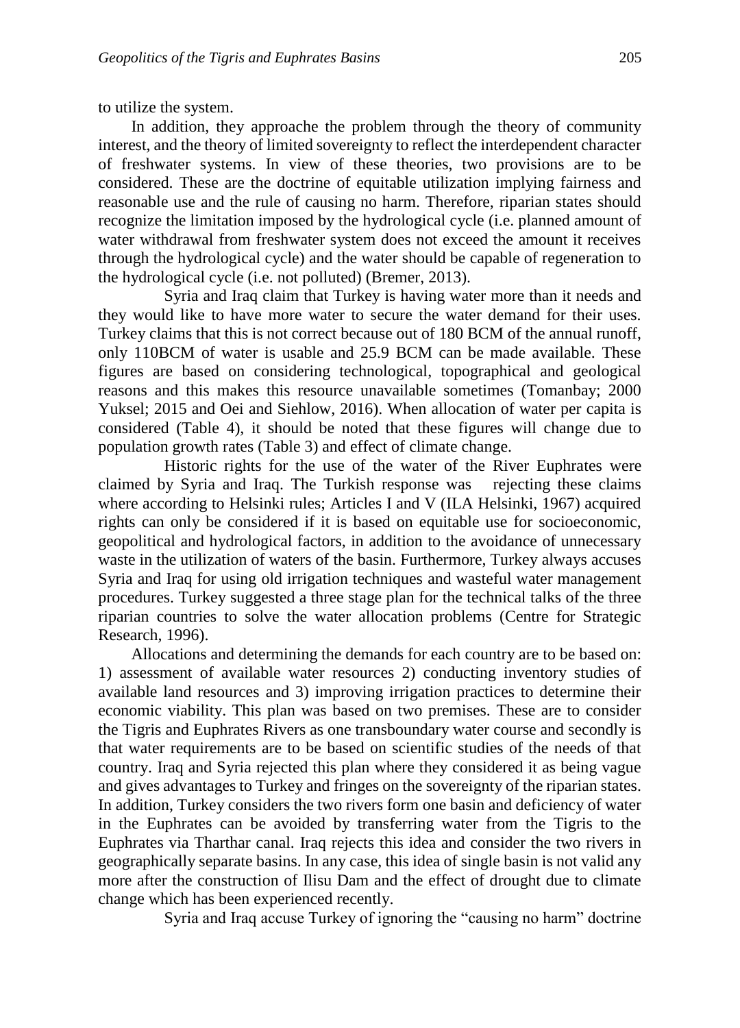to utilize the system.

In addition, they approache the problem through the theory of community interest, and the theory of limited sovereignty to reflect the interdependent character of freshwater systems. In view of these theories, two provisions are to be considered. These are the doctrine of equitable utilization implying fairness and reasonable use and the rule of causing no harm. Therefore, riparian states should recognize the limitation imposed by the hydrological cycle (i.e. planned amount of water withdrawal from freshwater system does not exceed the amount it receives through the hydrological cycle) and the water should be capable of regeneration to the hydrological cycle (i.e. not polluted) (Bremer, 2013).

Syria and Iraq claim that Turkey is having water more than it needs and they would like to have more water to secure the water demand for their uses. Turkey claims that this is not correct because out of 180 BCM of the annual runoff, only 110BCM of water is usable and 25.9 BCM can be made available. These figures are based on considering technological, topographical and geological reasons and this makes this resource unavailable sometimes (Tomanbay; 2000 Yuksel; 2015 and Oei and Siehlow, 2016). When allocation of water per capita is considered (Table 4), it should be noted that these figures will change due to population growth rates (Table 3) and effect of climate change.

Historic rights for the use of the water of the River Euphrates were claimed by Syria and Iraq. The Turkish response was rejecting these claims where according to Helsinki rules; Articles I and V (ILA Helsinki, 1967) acquired rights can only be considered if it is based on equitable use for socioeconomic, geopolitical and hydrological factors, in addition to the avoidance of unnecessary waste in the utilization of waters of the basin. Furthermore, Turkey always accuses Syria and Iraq for using old irrigation techniques and wasteful water management procedures. Turkey suggested a three stage plan for the technical talks of the three riparian countries to solve the water allocation problems (Centre for Strategic Research, 1996).

Allocations and determining the demands for each country are to be based on: 1) assessment of available water resources 2) conducting inventory studies of available land resources and 3) improving irrigation practices to determine their economic viability. This plan was based on two premises. These are to consider the Tigris and Euphrates Rivers as one transboundary water course and secondly is that water requirements are to be based on scientific studies of the needs of that country. Iraq and Syria rejected this plan where they considered it as being vague and gives advantages to Turkey and fringes on the sovereignty of the riparian states. In addition, Turkey considers the two rivers form one basin and deficiency of water in the Euphrates can be avoided by transferring water from the Tigris to the Euphrates via Tharthar canal. Iraq rejects this idea and consider the two rivers in geographically separate basins. In any case, this idea of single basin is not valid any more after the construction of Ilisu Dam and the effect of drought due to climate change which has been experienced recently.

Syria and Iraq accuse Turkey of ignoring the "causing no harm" doctrine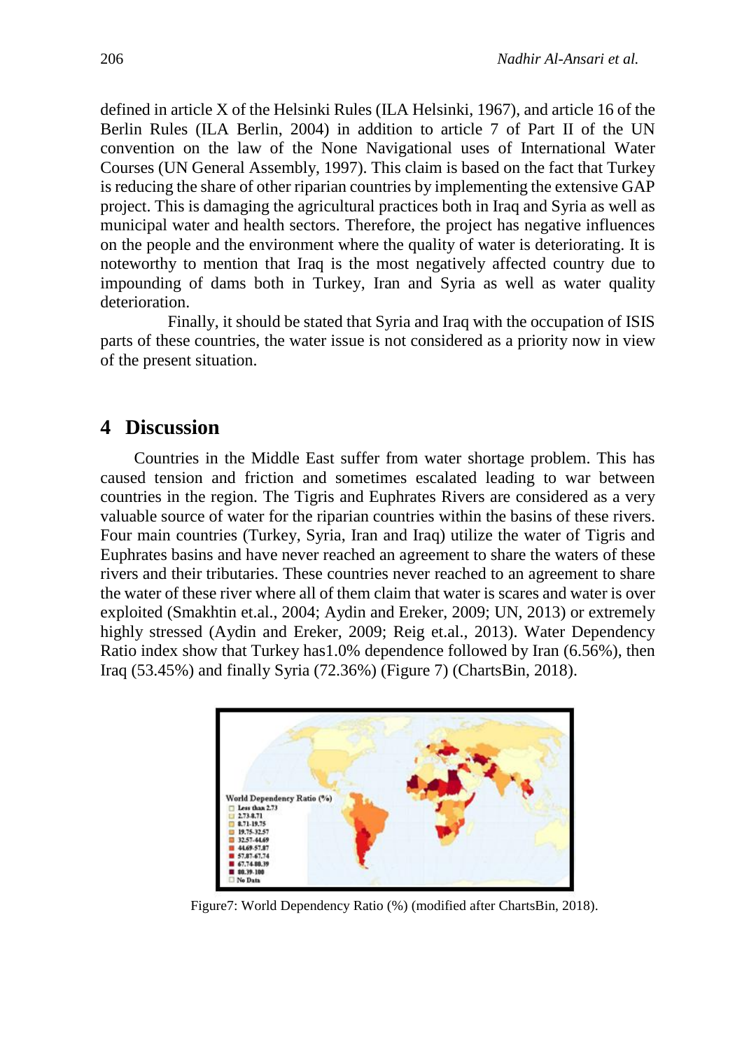defined in article X of the Helsinki Rules (ILA Helsinki, 1967), and article 16 of the Berlin Rules (ILA Berlin, 2004) in addition to article 7 of Part II of the UN convention on the law of the None Navigational uses of International Water Courses (UN General Assembly, 1997). This claim is based on the fact that Turkey is reducing the share of other riparian countries by implementing the extensive GAP project. This is damaging the agricultural practices both in Iraq and Syria as well as municipal water and health sectors. Therefore, the project has negative influences on the people and the environment where the quality of water is deteriorating. It is noteworthy to mention that Iraq is the most negatively affected country due to impounding of dams both in Turkey, Iran and Syria as well as water quality deterioration.

Finally, it should be stated that Syria and Iraq with the occupation of ISIS parts of these countries, the water issue is not considered as a priority now in view of the present situation.

## 4 Discussion

Countries in the Middle East suffer from water shortage problem. This has caused tension and friction and sometimes escalated leading to war between countries in the region. The Tigris and Euphrates Rivers are considered as a very valuable source of water for the riparian countries within the basins of these rivers. Four main countries (Turkey, Syria, Iran and Iraq) utilize the water of Tigris and Euphrates basins and have never reached an agreement to share the waters of these rivers and their tributaries. These countries never reached to an agreement to share the water of these river where all of them claim that water is scares and water is over exploited (Smakhtin et.al., 2004; Aydin and Ereker, 2009; UN, 2013) or extremely highly stressed (Aydin and Ereker, 2009; Reig et.al., 2013). Water Dependency Ratio index show that Turkey has1.0% dependence followed by Iran (6.56%), then Iraq (53.45%) and finally Syria (72.36%) (Figure 7) (ChartsBin, 2018).

Figure7: World Dependency Ratio (%) (modified after ChartsBin, 2018).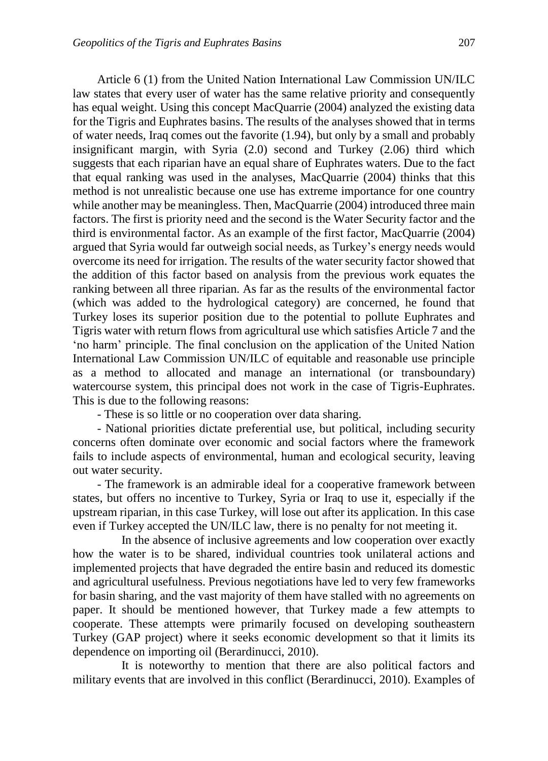Article 6 (1) from the United Nation International Law Commission UN/ILC law states that every user of water has the same relative priority and consequently has equal weight. Using this concept MacQuarrie (2004) analyzed the existing data for the Tigris and Euphrates basins. The results of the analyses showed that in terms of water needs, Iraq comes out the favorite (1.94), but only by a small and probably insignificant margin, with Syria (2.0) second and Turkey (2.06) third which suggests that each riparian have an equal share of Euphrates waters. Due to the fact that equal ranking was used in the analyses, MacQuarrie (2004) thinks that this method is not unrealistic because one use has extreme importance for one country while another may be meaningless. Then, MacQuarrie (2004) introduced three main factors. The first is priority need and the second is the Water Security factor and the third is environmental factor. As an example of the first factor, MacQuarrie (2004) argued that Syria would far outweigh social needs, as Turkey's energy needs would overcome its need for irrigation. The results of the water security factor showed that the addition of this factor based on analysis from the previous work equates the ranking between all three riparian. As far as the results of the environmental factor (which was added to the hydrological category) are concerned, he found that Turkey loses its superior position due to the potential to pollute Euphrates and Tigris water with return flows from agricultural use which satisfies Article 7 and the 'no harm' principle. The final conclusion on the application of the United Nation International Law Commission UN/ILC of equitable and reasonable use principle as a method to allocated and manage an international (or transboundary) watercourse system, this principal does not work in the case of Tigris-Euphrates. This is due to the following reasons:

- These is so little or no cooperation over data sharing.
- National priorities dictate preferential use, but political, including security concerns often dominate over economic and social factors where the framework fails to include aspects of environmental, human and ecological security, leaving out water security.
- The framework is an admirable ideal for a cooperative framework between states, but offers no incentive to Turkey, Syria or Iraq to use it, especially if the upstream riparian, in this case Turkey, will lose out after its application. In this case even if Turkey accepted the UN/ILC law, there is no penalty for not meeting it.

In the absence of inclusive agreements and low cooperation over exactly how the water is to be shared, individual countries took unilateral actions and implemented projects that have degraded the entire basin and reduced its domestic and agricultural usefulness. Previous negotiations have led to very few frameworks for basin sharing, and the vast majority of them have stalled with no agreements on paper. It should be mentioned however, that Turkey made a few attempts to cooperate. These attempts were primarily focused on developing southeastern Turkey (GAP project) where it seeks economic development so that it limits its dependence on importing oil (Berardinucci, 2010).

It is noteworthy to mention that there are also political factors and military events that are involved in this conflict (Berardinucci, 2010). Examples of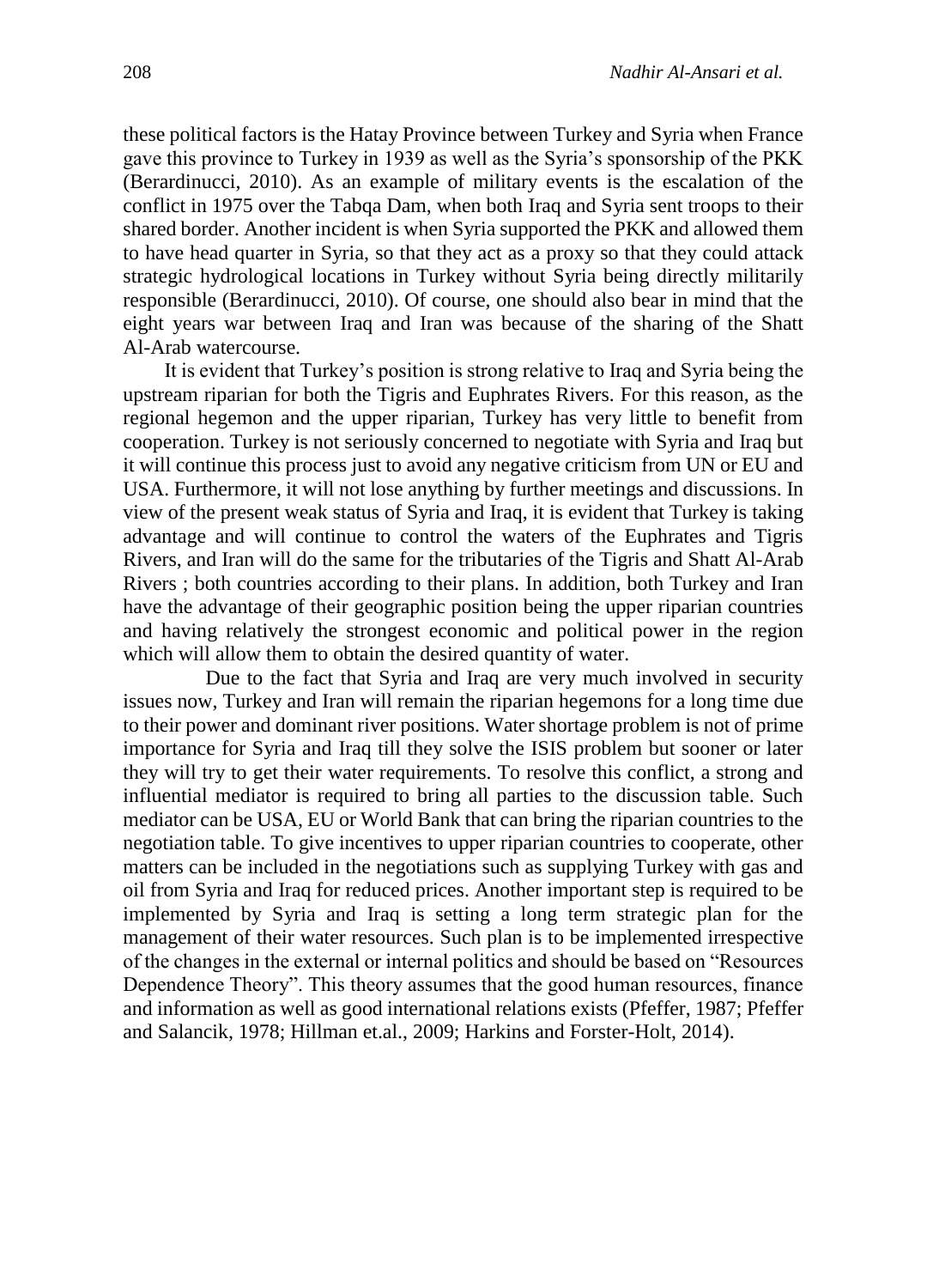these political factors is the Hatay Province between Turkey and Syria when France gave this province to Turkey in 1939 as well as the Syria's sponsorship of the PKK (Berardinucci, 2010). As an example of military events is the escalation of the conflict in 1975 over the Tabqa Dam, when both Iraq and Syria sent troops to their shared border. Another incident is when Syria supported the PKK and allowed them to have head quarter in Syria, so that they act as a proxy so that they could attack strategic hydrological locations in Turkey without Syria being directly militarily responsible (Berardinucci, 2010). Of course, one should also bear in mind that the eight years war between Iraq and Iran was because of the sharing of the Shatt Al-Arab watercourse.

It is evident that Turkey's position is strong relative to Iraq and Syria being the upstream riparian for both the Tigris and Euphrates Rivers. For this reason, as the regional hegemon and the upper riparian, Turkey has very little to benefit from cooperation. Turkey is not seriously concerned to negotiate with Syria and Iraq but it will continue this process just to avoid any negative criticism from UN or EU and USA. Furthermore, it will not lose anything by further meetings and discussions. In view of the present weak status of Syria and Iraq, it is evident that Turkey is taking advantage and will continue to control the waters of the Euphrates and Tigris Rivers, and Iran will do the same for the tributaries of the Tigris and Shatt Al-Arab Rivers ; both countries according to their plans. In addition, both Turkey and Iran have the advantage of their geographic position being the upper riparian countries and having relatively the strongest economic and political power in the region which will allow them to obtain the desired quantity of water.

Due to the fact that Syria and Iraq are very much involved in security issues now, Turkey and Iran will remain the riparian hegemons for a long time due to their power and dominant river positions. Water shortage problem is not of prime importance for Syria and Iraq till they solve the ISIS problem but sooner or later they will try to get their water requirements. To resolve this conflict, a strong and influential mediator is required to bring all parties to the discussion table. Such mediator can be USA, EU or World Bank that can bring the riparian countries to the negotiation table. To give incentives to upper riparian countries to cooperate, other matters can be included in the negotiations such as supplying Turkey with gas and oil from Syria and Iraq for reduced prices. Another important step is required to be implemented by Syria and Iraq is setting a long term strategic plan for the management of their water resources. Such plan is to be implemented irrespective of the changes in the external or internal politics and should be based on "Resources Dependence Theory". This theory assumes that the good human resources, finance and information as well as good international relations exists (Pfeffer, 1987; Pfeffer and Salancik, 1978; Hillman et.al., 2009; Harkins and Forster-Holt, 2014).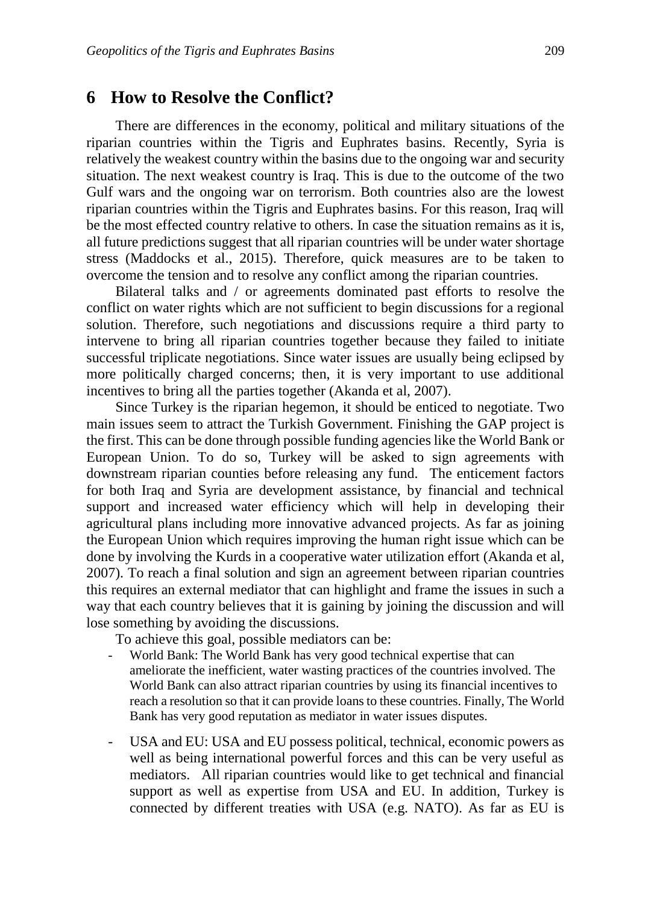## 6 How to Resolve the Conflict?

There are differences in the economy, political and military situations of the riparian countries within the Tigris and Euphrates basins. Recently, Syria is relatively the weakest country within the basins due to the ongoing war and security situation. The next weakest country is Iraq. This is due to the outcome of the two Gulf wars and the ongoing war on terrorism. Both countries also are the lowest riparian countries within the Tigris and Euphrates basins. For this reason, Iraq will be the most effected country relative to others. In case the situation remains as it is, all future predictions suggest that all riparian countries will be under water shortage stress (Maddocks et al., 2015). Therefore, quick measures are to be taken to overcome the tension and to resolve any conflict among the riparian countries.

Bilateral talks and / or agreements dominated past efforts to resolve the conflict on water rights which are not sufficient to begin discussions for a regional solution. Therefore, such negotiations and discussions require a third party to intervene to bring all riparian countries together because they failed to initiate successful triplicate negotiations. Since water issues are usually being eclipsed by more politically charged concerns; then, it is very important to use additional incentives to bring all the parties together (Akanda et al, 2007).

Since Turkey is the riparian hegemon, it should be enticed to negotiate. Two main issues seem to attract the Turkish Government. Finishing the GAP project is the first. This can be done through possible funding agencies like the World Bank or European Union. To do so, Turkey will be asked to sign agreements with downstream riparian counties before releasing any fund. The enticement factors for both Iraq and Syria are development assistance, by financial and technical support and increased water efficiency which will help in developing their agricultural plans including more innovative advanced projects. As far as joining the European Union which requires improving the human right issue which can be done by involving the Kurds in a cooperative water utilization effort (Akanda et al, 2007). To reach a final solution and sign an agreement between riparian countries this requires an external mediator that can highlight and frame the issues in such a way that each country believes that it is gaining by joining the discussion and will lose something by avoiding the discussions.

To achieve this goal, possible mediators can be:

- World Bank: The World Bank has very good technical expertise that can ameliorate the inefficient, water wasting practices of the countries involved. The World Bank can also attract riparian countries by using its financial incentives to reach a resolution so that it can provide loans to these countries. Finally, The World Bank has very good reputation as mediator in water issues disputes.
- USA and EU: USA and EU possess political, technical, economic powers as well as being international powerful forces and this can be very useful as mediators. All riparian countries would like to get technical and financial support as well as expertise from USA and EU. In addition, Turkey is connected by different treaties with USA (e.g. NATO). As far as EU is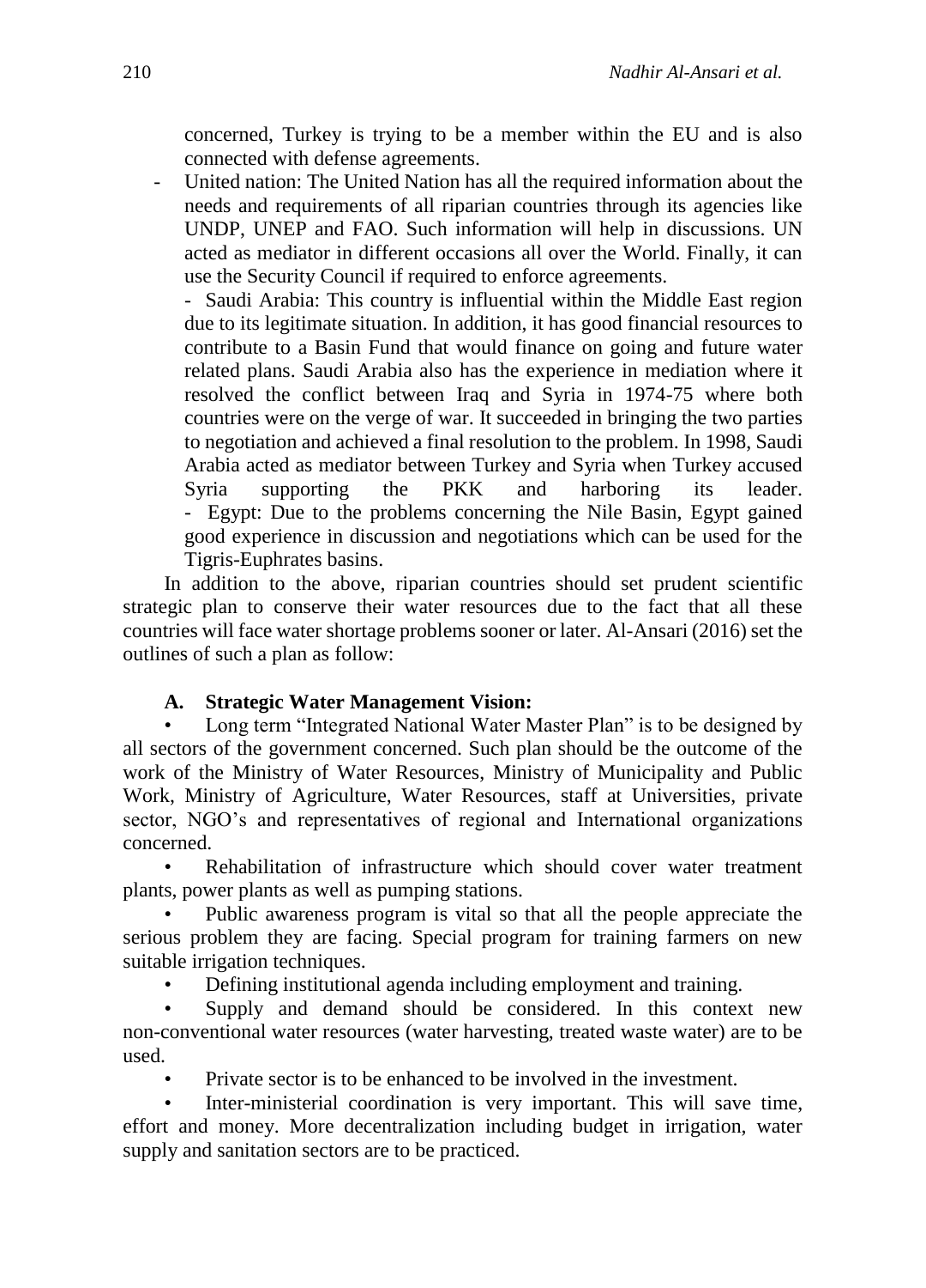concerned, Turkey is trying to be a member within the EU and is also connected with defense agreements.

- United nation: The United Nation has all the required information about the needs and requirements of all riparian countries through its agencies like UNDP, UNEP and FAO. Such information will help in discussions. UN acted as mediator in different occasions all over the World. Finally, it can use the Security Council if required to enforce agreements.

  - Saudi Arabia: This country is influential within the Middle East region due to its legitimate situation. In addition, it has good financial resources to contribute to a Basin Fund that would finance on going and future water related plans. Saudi Arabia also has the experience in mediation where it resolved the conflict between Iraq and Syria in 1974-75 where both countries were on the verge of war. It succeeded in bringing the two parties to negotiation and achieved a final resolution to the problem. In 1998, Saudi Arabia acted as mediator between Turkey and Syria when Turkey accused Syria supporting the PKK and harboring its leader.
  - Egypt: Due to the problems concerning the Nile Basin, Egypt gained good experience in discussion and negotiations which can be used for the Tigris-Euphrates basins.

In addition to the above, riparian countries should set prudent scientific strategic plan to conserve their water resources due to the fact that all these countries will face water shortage problems sooner or later. Al-Ansari (2016) set the outlines of such a plan as follow:

**A. Strategic Water Management Vision:**

- Long term "Integrated National Water Master Plan" is to be designed by all sectors of the government concerned. Such plan should be the outcome of the work of the Ministry of Water Resources, Ministry of Municipality and Public Work, Ministry of Agriculture, Water Resources, staff at Universities, private sector, NGO's and representatives of regional and International organizations concerned.
- Rehabilitation of infrastructure which should cover water treatment plants, power plants as well as pumping stations.
- Public awareness program is vital so that all the people appreciate the serious problem they are facing. Special program for training farmers on new suitable irrigation techniques.
- Defining institutional agenda including employment and training.
- Supply and demand should be considered. In this context new non-conventional water resources (water harvesting, treated waste water) are to be used.
- Private sector is to be enhanced to be involved in the investment.
- Inter-ministerial coordination is very important. This will save time, effort and money. More decentralization including budget in irrigation, water supply and sanitation sectors are to be practiced.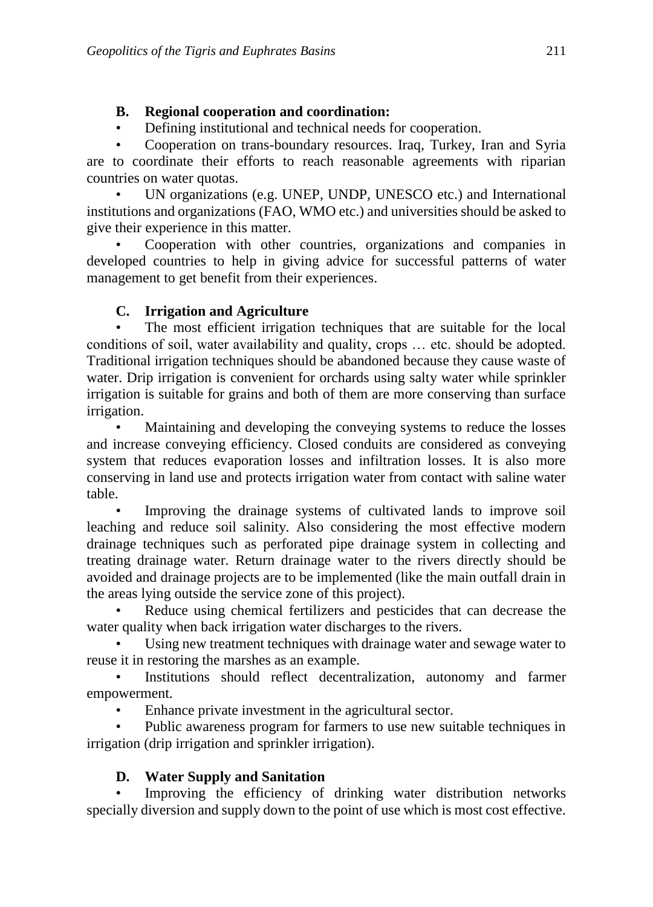### B. Regional cooperation and coordination:

- Defining institutional and technical needs for cooperation.
- Cooperation on trans-boundary resources. Iraq, Turkey, Iran and Syria are to coordinate their efforts to reach reasonable agreements with riparian countries on water quotas.
- UN organizations (e.g. UNEP, UNDP, UNESCO etc.) and International institutions and organizations (FAO, WMO etc.) and universities should be asked to give their experience in this matter.
- Cooperation with other countries, organizations and companies in developed countries to help in giving advice for successful patterns of water management to get benefit from their experiences.

### C. Irrigation and Agriculture

- The most efficient irrigation techniques that are suitable for the local conditions of soil, water availability and quality, crops … etc. should be adopted. Traditional irrigation techniques should be abandoned because they cause waste of water. Drip irrigation is convenient for orchards using salty water while sprinkler irrigation is suitable for grains and both of them are more conserving than surface irrigation.
- Maintaining and developing the conveying systems to reduce the losses and increase conveying efficiency. Closed conduits are considered as conveying system that reduces evaporation losses and infiltration losses. It is also more conserving in land use and protects irrigation water from contact with saline water table.
- Improving the drainage systems of cultivated lands to improve soil leaching and reduce soil salinity. Also considering the most effective modern drainage techniques such as perforated pipe drainage system in collecting and treating drainage water. Return drainage water to the rivers directly should be avoided and drainage projects are to be implemented (like the main outfall drain in the areas lying outside the service zone of this project).
- Reduce using chemical fertilizers and pesticides that can decrease the water quality when back irrigation water discharges to the rivers.
- Using new treatment techniques with drainage water and sewage water to reuse it in restoring the marshes as an example.
- Institutions should reflect decentralization, autonomy and farmer empowerment.
- Enhance private investment in the agricultural sector.
- Public awareness program for farmers to use new suitable techniques in irrigation (drip irrigation and sprinkler irrigation).

### D. Water Supply and Sanitation

- Improving the efficiency of drinking water distribution networks specially diversion and supply down to the point of use which is most cost effective.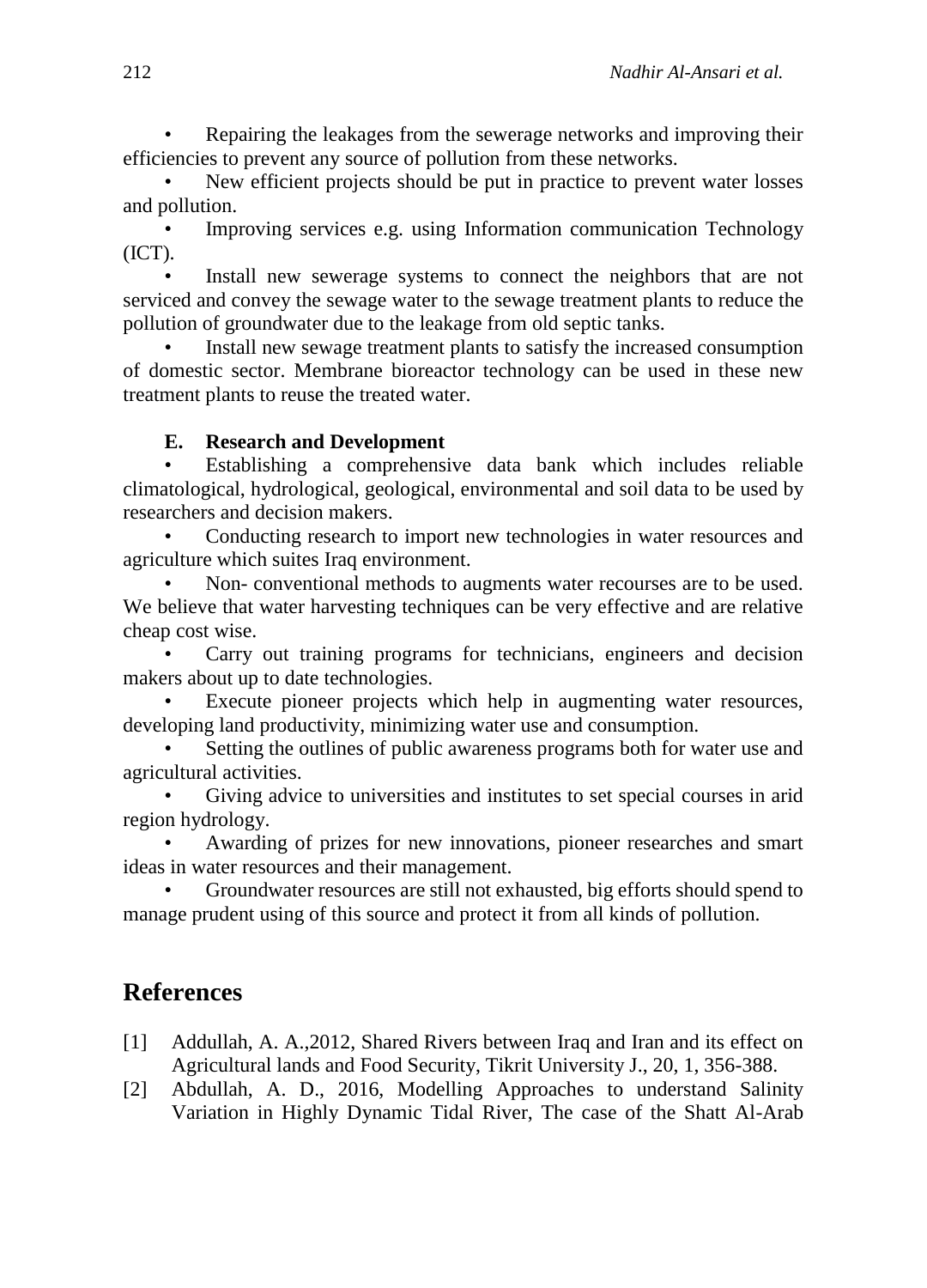- Repairing the leakages from the sewerage networks and improving their efficiencies to prevent any source of pollution from these networks.
- New efficient projects should be put in practice to prevent water losses and pollution.
- Improving services e.g. using Information communication Technology (ICT).
- Install new sewerage systems to connect the neighbors that are not serviced and convey the sewage water to the sewage treatment plants to reduce the pollution of groundwater due to the leakage from old septic tanks.
- Install new sewage treatment plants to satisfy the increased consumption of domestic sector. Membrane bioreactor technology can be used in these new treatment plants to reuse the treated water.

#### E. Research and Development

- Establishing a comprehensive data bank which includes reliable climatological, hydrological, geological, environmental and soil data to be used by researchers and decision makers.
- Conducting research to import new technologies in water resources and agriculture which suites Iraq environment.
- Non- conventional methods to augments water recourses are to be used. We believe that water harvesting techniques can be very effective and are relative cheap cost wise.
- Carry out training programs for technicians, engineers and decision makers about up to date technologies.
- Execute pioneer projects which help in augmenting water resources, developing land productivity, minimizing water use and consumption.
- Setting the outlines of public awareness programs both for water use and agricultural activities.
- Giving advice to universities and institutes to set special courses in arid region hydrology.
- Awarding of prizes for new innovations, pioneer researches and smart ideas in water resources and their management.
- Groundwater resources are still not exhausted, big efforts should spend to manage prudent using of this source and protect it from all kinds of pollution.

## References

[1] Addullah, A. A.,2012, Shared Rivers between Iraq and Iran and its effect on Agricultural lands and Food Security, Tikrit University J., 20, 1, 356-388.

[2] Abdullah, A. D., 2016, Modelling Approaches to understand Salinity Variation in Highly Dynamic Tidal River, The case of the Shatt Al-Arab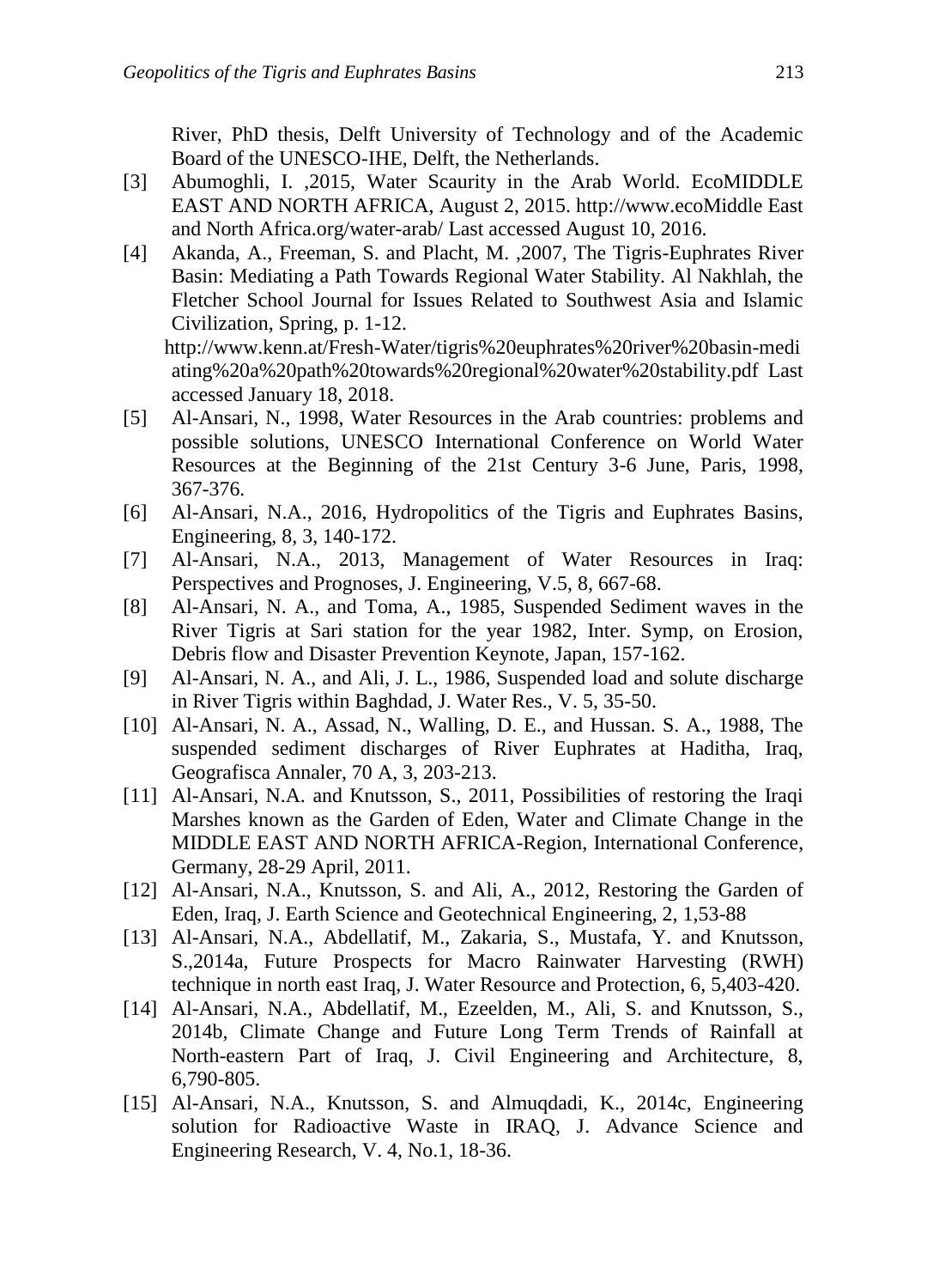River, PhD thesis, Delft University of Technology and of the Academic Board of the UNESCO-IHE, Delft, the Netherlands.

[3] Abumoghli, I. ,2015, Water Scaurity in the Arab World. EcoMIDDLE EAST AND NORTH AFRICA, August 2, 2015. http://www.ecoMiddle East and North Africa.org/water-arab/ Last accessed August 10, 2016.

[4] Akanda, A., Freeman, S. and Placht, M. ,2007, The Tigris-Euphrates River Basin: Mediating a Path Towards Regional Water Stability. Al Nakhlah, the Fletcher School Journal for Issues Related to Southwest Asia and Islamic Civilization, Spring, p. 1-12. http://www.kenn.at/Fresh-Water/tigris%20euphrates%20river%20basin-mediating%20a%20path%20towards%20regional%20water%20stability.pdf Last accessed January 18, 2018.

[5] Al-Ansari, N., 1998, Water Resources in the Arab countries: problems and possible solutions, UNESCO International Conference on World Water Resources at the Beginning of the 21st Century 3-6 June, Paris, 1998, 367-376.

[6] Al-Ansari, N.A., 2016, Hydropolitics of the Tigris and Euphrates Basins, Engineering, 8, 3, 140-172.

[7] Al-Ansari, N.A., 2013, Management of Water Resources in Iraq: Perspectives and Prognoses, J. Engineering, V.5, 8, 667-68.

[8] Al-Ansari, N. A., and Toma, A., 1985, Suspended Sediment waves in the River Tigris at Sari station for the year 1982, Inter. Symp, on Erosion, Debris flow and Disaster Prevention Keynote, Japan, 157-162.

[9] Al-Ansari, N. A., and Ali, J. L., 1986, Suspended load and solute discharge in River Tigris within Baghdad, J. Water Res., V. 5, 35-50.

[10] Al-Ansari, N. A., Assad, N., Walling, D. E., and Hussan. S. A., 1988, The suspended sediment discharges of River Euphrates at Haditha, Iraq, Geografisca Annaler, 70 A, 3, 203-213.

[11] Al-Ansari, N.A. and Knutsson, S., 2011, Possibilities of restoring the Iraqi Marshes known as the Garden of Eden, Water and Climate Change in the MIDDLE EAST AND NORTH AFRICA-Region, International Conference, Germany, 28-29 April, 2011.

[12] Al-Ansari, N.A., Knutsson, S. and Ali, A., 2012, Restoring the Garden of Eden, Iraq, J. Earth Science and Geotechnical Engineering, 2, 1,53-88

[13] Al-Ansari, N.A., Abdellatif, M., Zakaria, S., Mustafa, Y. and Knutsson, S.,2014a, Future Prospects for Macro Rainwater Harvesting (RWH) technique in north east Iraq, J. Water Resource and Protection, 6, 5,403-420.

[14] Al-Ansari, N.A., Abdellatif, M., Ezeelden, M., Ali, S. and Knutsson, S., 2014b, Climate Change and Future Long Term Trends of Rainfall at North-eastern Part of Iraq, J. Civil Engineering and Architecture, 8, 6,790-805.

[15] Al-Ansari, N.A., Knutsson, S. and Almuqdadi, K., 2014c, Engineering solution for Radioactive Waste in IRAQ, J. Advance Science and Engineering Research, V. 4, No.1, 18-36.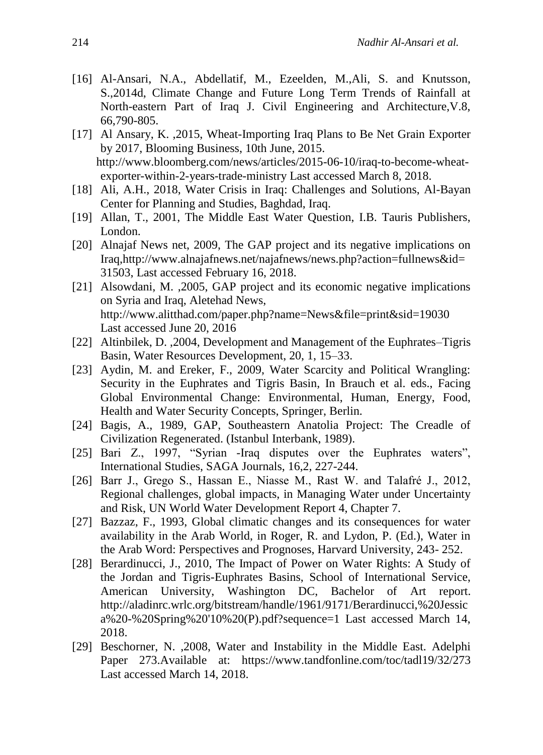[16] Al-Ansari, N.A., Abdellatif, M., Ezeelden, M.,Ali, S. and Knutsson, S.,2014d, Climate Change and Future Long Term Trends of Rainfall at North-eastern Part of Iraq J. Civil Engineering and Architecture,V.8, 66,790-805.

[17] Al Ansary, K. ,2015, Wheat-Importing Iraq Plans to Be Net Grain Exporter by 2017, Blooming Business, 10th June, 2015. http://www.bloomberg.com/news/articles/2015-06-10/iraq-to-become-wheat-exporter-within-2-years-trade-ministry Last accessed March 8, 2018.

[18] Ali, A.H., 2018, Water Crisis in Iraq: Challenges and Solutions, Al-Bayan Center for Planning and Studies, Baghdad, Iraq.

[19] Allan, T., 2001, The Middle East Water Question, I.B. Tauris Publishers, London.

[20] Alnajaf News net, 2009, The GAP project and its negative implications on Iraq,http://www.alnajafnews.net/najafnews/news.php?action=fullnews&id=31503, Last accessed February 16, 2018.

[21] Alsowdani, M. ,2005, GAP project and its economic negative implications on Syria and Iraq, Aletehad News, http://www.alitthad.com/paper.php?name=News&file=print&sid=19030 Last accessed June 20, 2016

[22] Altinbilek, D. ,2004, Development and Management of the Euphrates–Tigris Basin, Water Resources Development, 20, 1, 15–33.

[23] Aydin, M. and Ereker, F., 2009, Water Scarcity and Political Wrangling: Security in the Euphrates and Tigris Basin, In Brauch et al. eds., Facing Global Environmental Change: Environmental, Human, Energy, Food, Health and Water Security Concepts, Springer, Berlin.

[24] Bagis, A., 1989, GAP, Southeastern Anatolia Project: The Creadle of Civilization Regenerated. (Istanbul Interbank, 1989).

[25] Bari Z., 1997, "Syrian -Iraq disputes over the Euphrates waters", International Studies, SAGA Journals, 16,2, 227-244.

[26] Barr J., Grego S., Hassan E., Niasse M., Rast W. and Talafré J., 2012, Regional challenges, global impacts, in Managing Water under Uncertainty and Risk, UN World Water Development Report 4, Chapter 7.

[27] Bazzaz, F., 1993, Global climatic changes and its consequences for water availability in the Arab World, in Roger, R. and Lydon, P. (Ed.), Water in the Arab Word: Perspectives and Prognoses, Harvard University, 243- 252.

[28] Berardinucci, J., 2010, The Impact of Power on Water Rights: A Study of the Jordan and Tigris-Euphrates Basins, School of International Service, American University, Washington DC, Bachelor of Art report. http://aladinrc.wrlc.org/bitstream/handle/1961/9171/Berardinucci,%20Jessica%20-%20Spring%20'10%20(P).pdf?sequence=1 Last accessed March 14, 2018.

[29] Beschorner, N. ,2008, Water and Instability in the Middle East. Adelphi Paper 273.Available at: https://www.tandfonline.com/toc/tadl19/32/273 Last accessed March 14, 2018.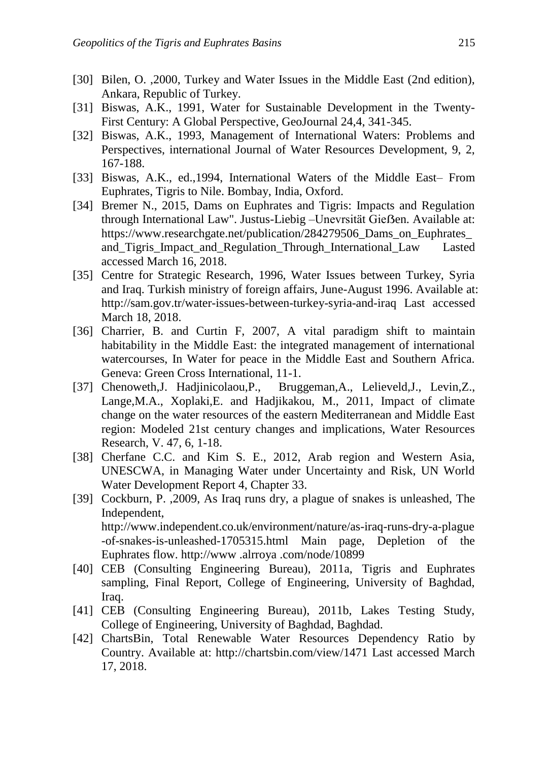[30] Bilen, O. ,2000, Turkey and Water Issues in the Middle East (2nd edition), Ankara, Republic of Turkey.

[31] Biswas, A.K., 1991, Water for Sustainable Development in the Twenty-First Century: A Global Perspective, GeoJournal 24,4, 341-345.

[32] Biswas, A.K., 1993, Management of International Waters: Problems and Perspectives, international Journal of Water Resources Development, 9, 2, 167-188.

[33] Biswas, A.K., ed.,1994, International Waters of the Middle East– From Euphrates, Tigris to Nile. Bombay, India, Oxford.

[34] Bremer N., 2015, Dams on Euphrates and Tigris: Impacts and Regulation through International Law". Justus-Liebig –Unevrsität Gießen. Available at: https://www.researchgate.net/publication/284279506_Dams_on_Euphrates_and_Tigris_Impact_and_Regulation_Through_International_Law Lasted accessed March 16, 2018.

[35] Centre for Strategic Research, 1996, Water Issues between Turkey, Syria and Iraq. Turkish ministry of foreign affairs, June-August 1996. Available at: http://sam.gov.tr/water-issues-between-turkey-syria-and-iraq Last accessed March 18, 2018.

[36] Charrier, B. and Curtin F, 2007, A vital paradigm shift to maintain habitability in the Middle East: the integrated management of international watercourses, In Water for peace in the Middle East and Southern Africa. Geneva: Green Cross International, 11-1.

[37] Chenoweth,J. Hadjinicolaou,P., Bruggeman,A., Lelieveld,J., Levin,Z., Lange,M.A., Xoplaki,E. and Hadjikakou, M., 2011, Impact of climate change on the water resources of the eastern Mediterranean and Middle East region: Modeled 21st century changes and implications, Water Resources Research, V. 47, 6, 1-18.

[38] Cherfane C.C. and Kim S. E., 2012, Arab region and Western Asia, UNESCWA, in Managing Water under Uncertainty and Risk, UN World Water Development Report 4, Chapter 33.

[39] Cockburn, P. ,2009, As Iraq runs dry, a plague of snakes is unleashed, The Independent, http://www.independent.co.uk/environment/nature/as-iraq-runs-dry-a-plague-of-snakes-is-unleashed-1705315.html Main page, Depletion of the Euphrates flow. http://www .alrroya .com/node/10899

[40] CEB (Consulting Engineering Bureau), 2011a, Tigris and Euphrates sampling, Final Report, College of Engineering, University of Baghdad, Iraq.

[41] CEB (Consulting Engineering Bureau), 2011b, Lakes Testing Study, College of Engineering, University of Baghdad, Baghdad.

[42] ChartsBin, Total Renewable Water Resources Dependency Ratio by Country. Available at: http://chartsbin.com/view/1471 Last accessed March 17, 2018.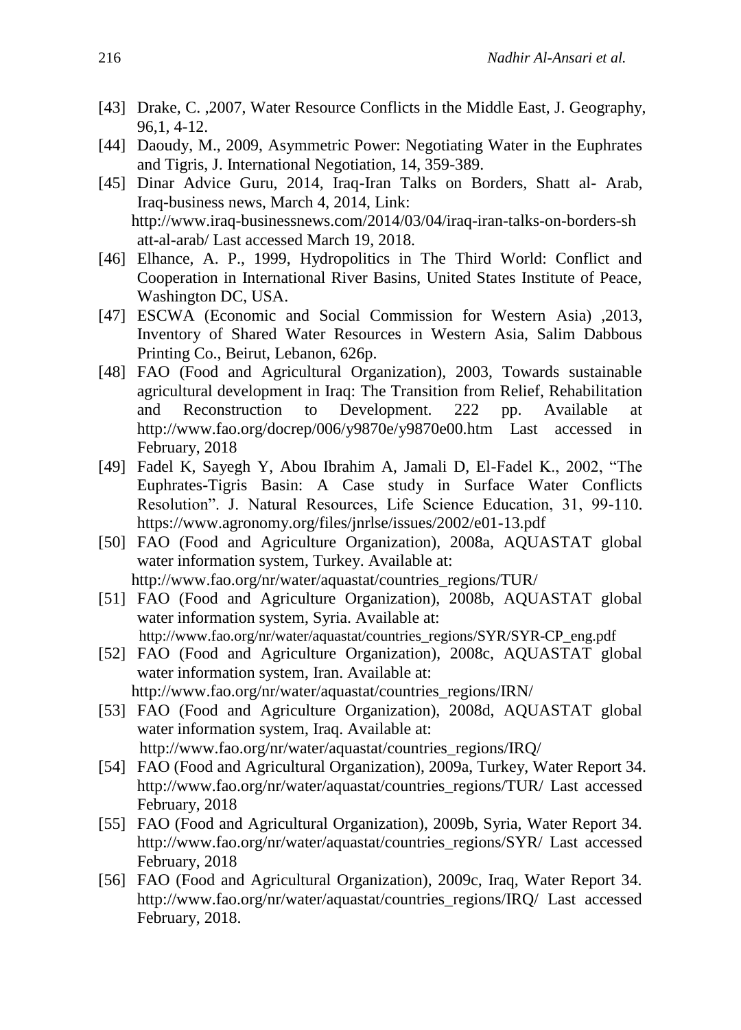[43] Drake, C. ,2007, Water Resource Conflicts in the Middle East, J. Geography, 96,1, 4-12.

[44] Daoudy, M., 2009, Asymmetric Power: Negotiating Water in the Euphrates and Tigris, J. International Negotiation, 14, 359-389.

[45] Dinar Advice Guru, 2014, Iraq-Iran Talks on Borders, Shatt al- Arab, Iraq-business news, March 4, 2014, Link: http://www.iraq-businessnews.com/2014/03/04/iraq-iran-talks-on-borders-shatt-al-arab/ Last accessed March 19, 2018.

[46] Elhance, A. P., 1999, Hydropolitics in The Third World: Conflict and Cooperation in International River Basins, United States Institute of Peace, Washington DC, USA.

[47] ESCWA (Economic and Social Commission for Western Asia) ,2013, Inventory of Shared Water Resources in Western Asia, Salim Dabbous Printing Co., Beirut, Lebanon, 626p.

[48] FAO (Food and Agricultural Organization), 2003, Towards sustainable agricultural development in Iraq: The Transition from Relief, Rehabilitation and Reconstruction to Development. 222 pp. Available at http://www.fao.org/docrep/006/y9870e/y9870e00.htm Last accessed in February, 2018

[49] Fadel K, Sayegh Y, Abou Ibrahim A, Jamali D, El-Fadel K., 2002, "The Euphrates-Tigris Basin: A Case study in Surface Water Conflicts Resolution". J. Natural Resources, Life Science Education, 31, 99-110. https://www.agronomy.org/files/jnrlse/issues/2002/e01-13.pdf

[50] FAO (Food and Agriculture Organization), 2008a, AQUASTAT global water information system, Turkey. Available at: http://www.fao.org/nr/water/aquastat/countries_regions/TUR/

[51] FAO (Food and Agriculture Organization), 2008b, AQUASTAT global water information system, Syria. Available at: http://www.fao.org/nr/water/aquastat/countries_regions/SYR/SYR-CP_eng.pdf

[52] FAO (Food and Agriculture Organization), 2008c, AQUASTAT global water information system, Iran. Available at: http://www.fao.org/nr/water/aquastat/countries_regions/IRN/

[53] FAO (Food and Agriculture Organization), 2008d, AQUASTAT global water information system, Iraq. Available at: http://www.fao.org/nr/water/aquastat/countries_regions/IRQ/

[54] FAO (Food and Agricultural Organization), 2009a, Turkey, Water Report 34. http://www.fao.org/nr/water/aquastat/countries_regions/TUR/ Last accessed February, 2018

[55] FAO (Food and Agricultural Organization), 2009b, Syria, Water Report 34. http://www.fao.org/nr/water/aquastat/countries_regions/SYR/ Last accessed February, 2018

[56] FAO (Food and Agricultural Organization), 2009c, Iraq, Water Report 34. http://www.fao.org/nr/water/aquastat/countries_regions/IRQ/ Last accessed February, 2018.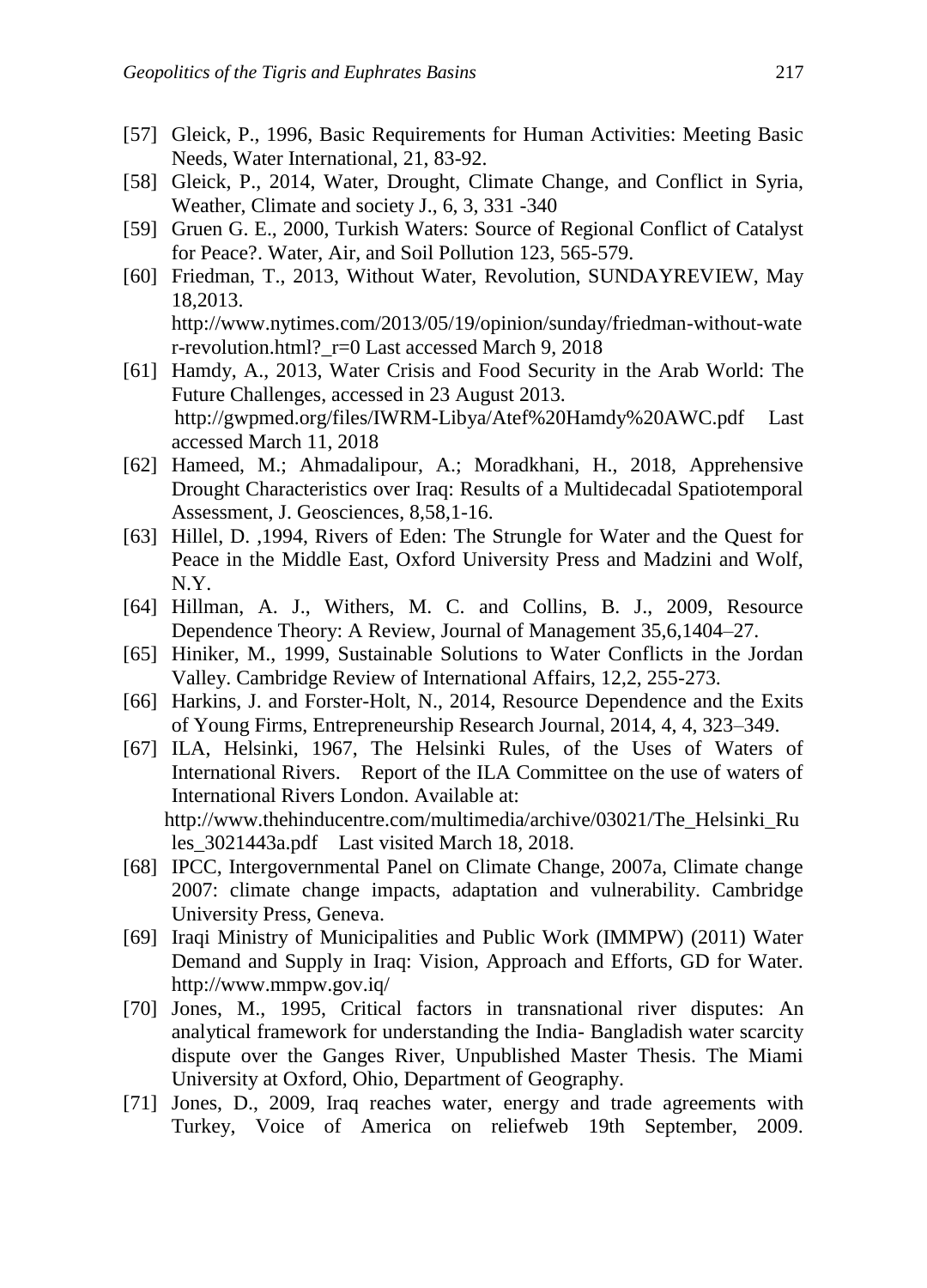[57] Gleick, P., 1996, Basic Requirements for Human Activities: Meeting Basic Needs, Water International, 21, 83-92.

[58] Gleick, P., 2014, Water, Drought, Climate Change, and Conflict in Syria, Weather, Climate and society J., 6, 3, 331 -340

[59] Gruen G. E., 2000, Turkish Waters: Source of Regional Conflict of Catalyst for Peace?. Water, Air, and Soil Pollution 123, 565-579.

[60] Friedman, T., 2013, Without Water, Revolution, SUNDAYREVIEW, May 18,2013. http://www.nytimes.com/2013/05/19/opinion/sunday/friedman-without-water-revolution.html?_r=0 Last accessed March 9, 2018

[61] Hamdy, A., 2013, Water Crisis and Food Security in the Arab World: The Future Challenges, accessed in 23 August 2013. http://gwpmed.org/files/IWRM-Libya/Atef%20Hamdy%20AWC.pdf Last accessed March 11, 2018

[62] Hameed, M.; Ahmadalipour, A.; Moradkhani, H., 2018, Apprehensive Drought Characteristics over Iraq: Results of a Multidecadal Spatiotemporal Assessment, J. Geosciences, 8,58,1-16.

[63] Hillel, D. ,1994, Rivers of Eden: The Strungle for Water and the Quest for Peace in the Middle East, Oxford University Press and Madzini and Wolf, N.Y.

[64] Hillman, A. J., Withers, M. C. and Collins, B. J., 2009, Resource Dependence Theory: A Review, Journal of Management 35,6,1404–27.

[65] Hiniker, M., 1999, Sustainable Solutions to Water Conflicts in the Jordan Valley. Cambridge Review of International Affairs, 12,2, 255-273.

[66] Harkins, J. and Forster-Holt, N., 2014, Resource Dependence and the Exits of Young Firms, Entrepreneurship Research Journal, 2014, 4, 4, 323–349.

[67] ILA, Helsinki, 1967, The Helsinki Rules, of the Uses of Waters of International Rivers. Report of the ILA Committee on the use of waters of International Rivers London. Available at: http://www.thehinducentre.com/multimedia/archive/03021/The_Helsinki_Rules_3021443a.pdf Last visited March 18, 2018.

[68] IPCC, Intergovernmental Panel on Climate Change, 2007a, Climate change 2007: climate change impacts, adaptation and vulnerability. Cambridge University Press, Geneva.

[69] Iraqi Ministry of Municipalities and Public Work (IMMPW) (2011) Water Demand and Supply in Iraq: Vision, Approach and Efforts, GD for Water. http://www.mmpw.gov.iq/

[70] Jones, M., 1995, Critical factors in transnational river disputes: An analytical framework for understanding the India- Bangladish water scarcity dispute over the Ganges River, Unpublished Master Thesis. The Miami University at Oxford, Ohio, Department of Geography.

[71] Jones, D., 2009, Iraq reaches water, energy and trade agreements with Turkey, Voice of America on reliefweb 19th September, 2009.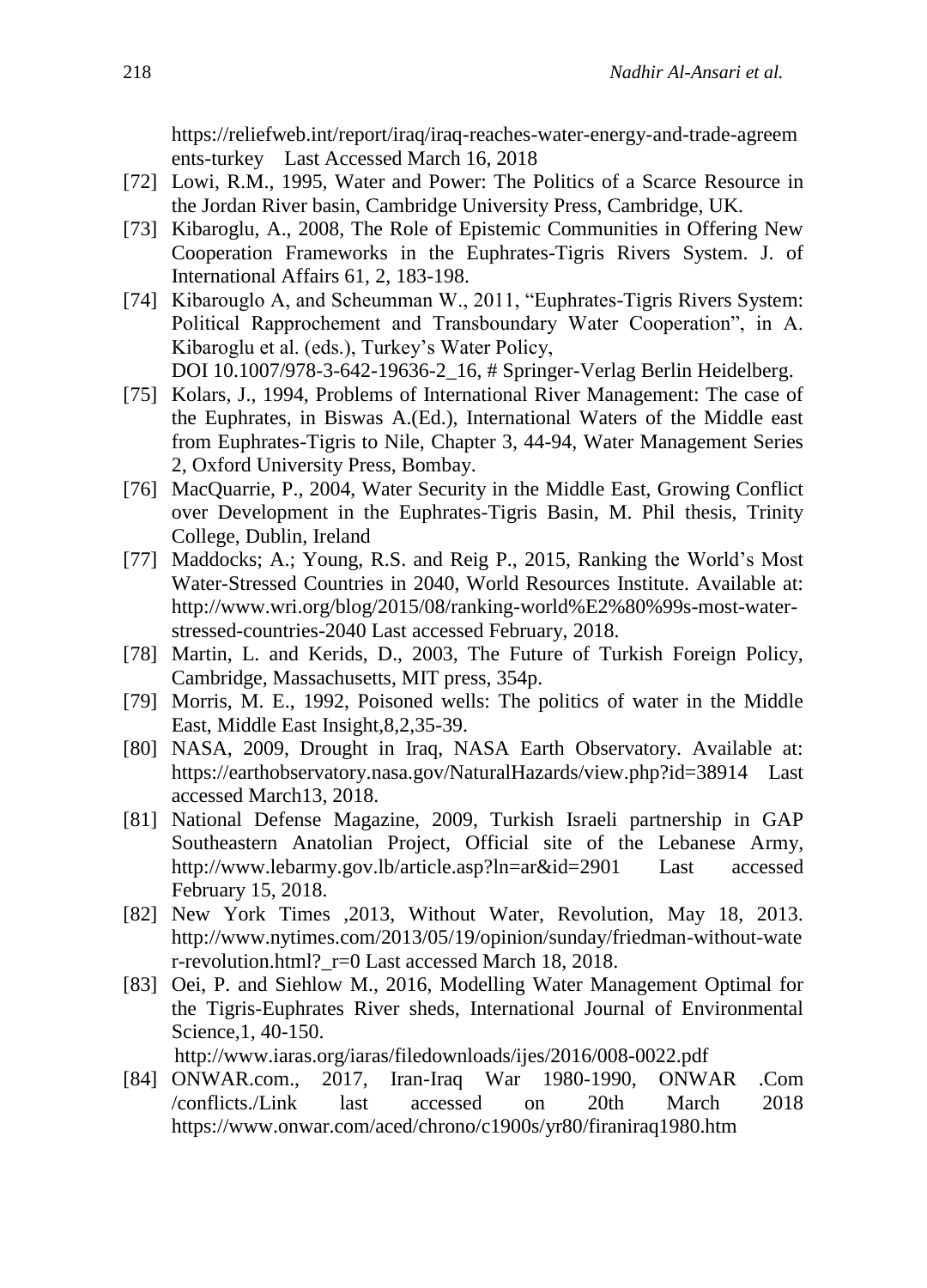https://reliefweb.int/report/iraq/iraq-reaches-water-energy-and-trade-agreements-turkey Last Accessed March 16, 2018

[72] Lowi, R.M., 1995, Water and Power: The Politics of a Scarce Resource in the Jordan River basin, Cambridge University Press, Cambridge, UK.

[73] Kibaroglu, A., 2008, The Role of Epistemic Communities in Offering New Cooperation Frameworks in the Euphrates-Tigris Rivers System. J. of International Affairs 61, 2, 183-198.

[74] Kibarouglo A, and Scheumman W., 2011, "Euphrates-Tigris Rivers System: Political Rapprochement and Transboundary Water Cooperation", in A. Kibaroglu et al. (eds.), Turkey's Water Policy, DOI 10.1007/978-3-642-19636-2_16, # Springer-Verlag Berlin Heidelberg.

[75] Kolars, J., 1994, Problems of International River Management: The case of the Euphrates, in Biswas A.(Ed.), International Waters of the Middle east from Euphrates-Tigris to Nile, Chapter 3, 44-94, Water Management Series 2, Oxford University Press, Bombay.

[76] MacQuarrie, P., 2004, Water Security in the Middle East, Growing Conflict over Development in the Euphrates-Tigris Basin, M. Phil thesis, Trinity College, Dublin, Ireland

[77] Maddocks; A.; Young, R.S. and Reig P., 2015, Ranking the World's Most Water-Stressed Countries in 2040, World Resources Institute. Available at: http://www.wri.org/blog/2015/08/ranking-world%E2%80%99s-most-water-stressed-countries-2040 Last accessed February, 2018.

[78] Martin, L. and Kerids, D., 2003, The Future of Turkish Foreign Policy, Cambridge, Massachusetts, MIT press, 354p.

[79] Morris, M. E., 1992, Poisoned wells: The politics of water in the Middle East, Middle East Insight,8,2,35-39.

[80] NASA, 2009, Drought in Iraq, NASA Earth Observatory. Available at: https://earthobservatory.nasa.gov/NaturalHazards/view.php?id=38914 Last accessed March13, 2018.

[81] National Defense Magazine, 2009, Turkish Israeli partnership in GAP Southeastern Anatolian Project, Official site of the Lebanese Army, http://www.lebarmy.gov.lb/article.asp?ln=ar&id=2901 Last accessed February 15, 2018.

[82] New York Times ,2013, Without Water, Revolution, May 18, 2013. http://www.nytimes.com/2013/05/19/opinion/sunday/friedman-without-water-revolution.html?_r=0 Last accessed March 18, 2018.

[83] Oei, P. and Siehlow M., 2016, Modelling Water Management Optimal for the Tigris-Euphrates River sheds, International Journal of Environmental Science,1, 40-150. http://www.iaras.org/iaras/filedownloads/ijes/2016/008-0022.pdf

[84] ONWAR.com., 2017, Iran-Iraq War 1980-1990, ONWAR .Com /conflicts./Link last accessed on 20th March 2018 https://www.onwar.com/aced/chrono/c1900s/yr80/firaniraq1980.htm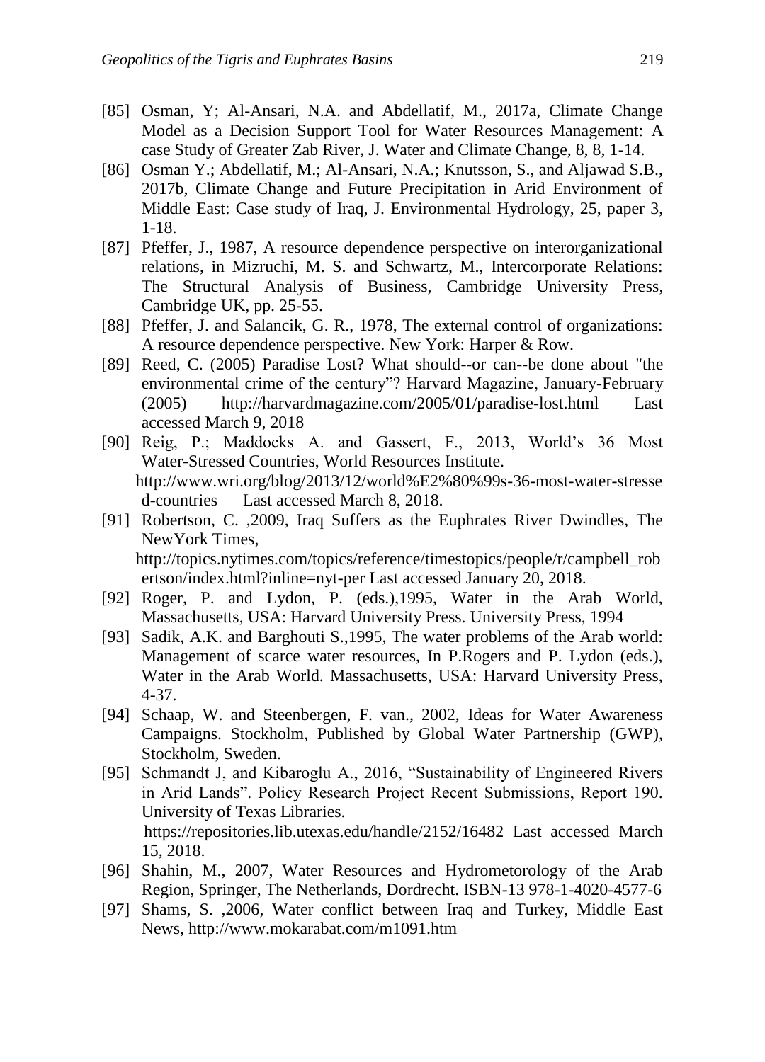[85] Osman, Y; Al-Ansari, N.A. and Abdellatif, M., 2017a, Climate Change Model as a Decision Support Tool for Water Resources Management: A case Study of Greater Zab River, J. Water and Climate Change, 8, 8, 1-14.

[86] Osman Y.; Abdellatif, M.; Al-Ansari, N.A.; Knutsson, S., and Aljawad S.B., 2017b, Climate Change and Future Precipitation in Arid Environment of Middle East: Case study of Iraq, J. Environmental Hydrology, 25, paper 3, 1-18.

[87] Pfeffer, J., 1987, A resource dependence perspective on interorganizational relations, in Mizruchi, M. S. and Schwartz, M., Intercorporate Relations: The Structural Analysis of Business, Cambridge University Press, Cambridge UK, pp. 25-55.

[88] Pfeffer, J. and Salancik, G. R., 1978, The external control of organizations: A resource dependence perspective. New York: Harper & Row.

[89] Reed, C. (2005) Paradise Lost? What should--or can--be done about "the environmental crime of the century"? Harvard Magazine, January-February (2005) http://harvardmagazine.com/2005/01/paradise-lost.html Last accessed March 9, 2018

[90] Reig, P.; Maddocks A. and Gassert, F., 2013, World's 36 Most Water-Stressed Countries, World Resources Institute. http://www.wri.org/blog/2013/12/world%E2%80%99s-36-most-water-stressed-countries Last accessed March 8, 2018.

[91] Robertson, C. ,2009, Iraq Suffers as the Euphrates River Dwindles, The NewYork Times, http://topics.nytimes.com/topics/reference/timestopics/people/r/campbell_robertson/index.html?inline=nyt-per Last accessed January 20, 2018.

[92] Roger, P. and Lydon, P. (eds.),1995, Water in the Arab World, Massachusetts, USA: Harvard University Press. University Press, 1994

[93] Sadik, A.K. and Barghouti S.,1995, The water problems of the Arab world: Management of scarce water resources, In P.Rogers and P. Lydon (eds.), Water in the Arab World. Massachusetts, USA: Harvard University Press, 4-37.

[94] Schaap, W. and Steenbergen, F. van., 2002, Ideas for Water Awareness Campaigns. Stockholm, Published by Global Water Partnership (GWP), Stockholm, Sweden.

[95] Schmandt J, and Kibaroglu A., 2016, "Sustainability of Engineered Rivers in Arid Lands". Policy Research Project Recent Submissions, Report 190. University of Texas Libraries. https://repositories.lib.utexas.edu/handle/2152/16482 Last accessed March 15, 2018.

[96] Shahin, M., 2007, Water Resources and Hydrometorology of the Arab Region, Springer, The Netherlands, Dordrecht. ISBN-13 978-1-4020-4577-6

[97] Shams, S. ,2006, Water conflict between Iraq and Turkey, Middle East News, http://www.mokarabat.com/m1091.htm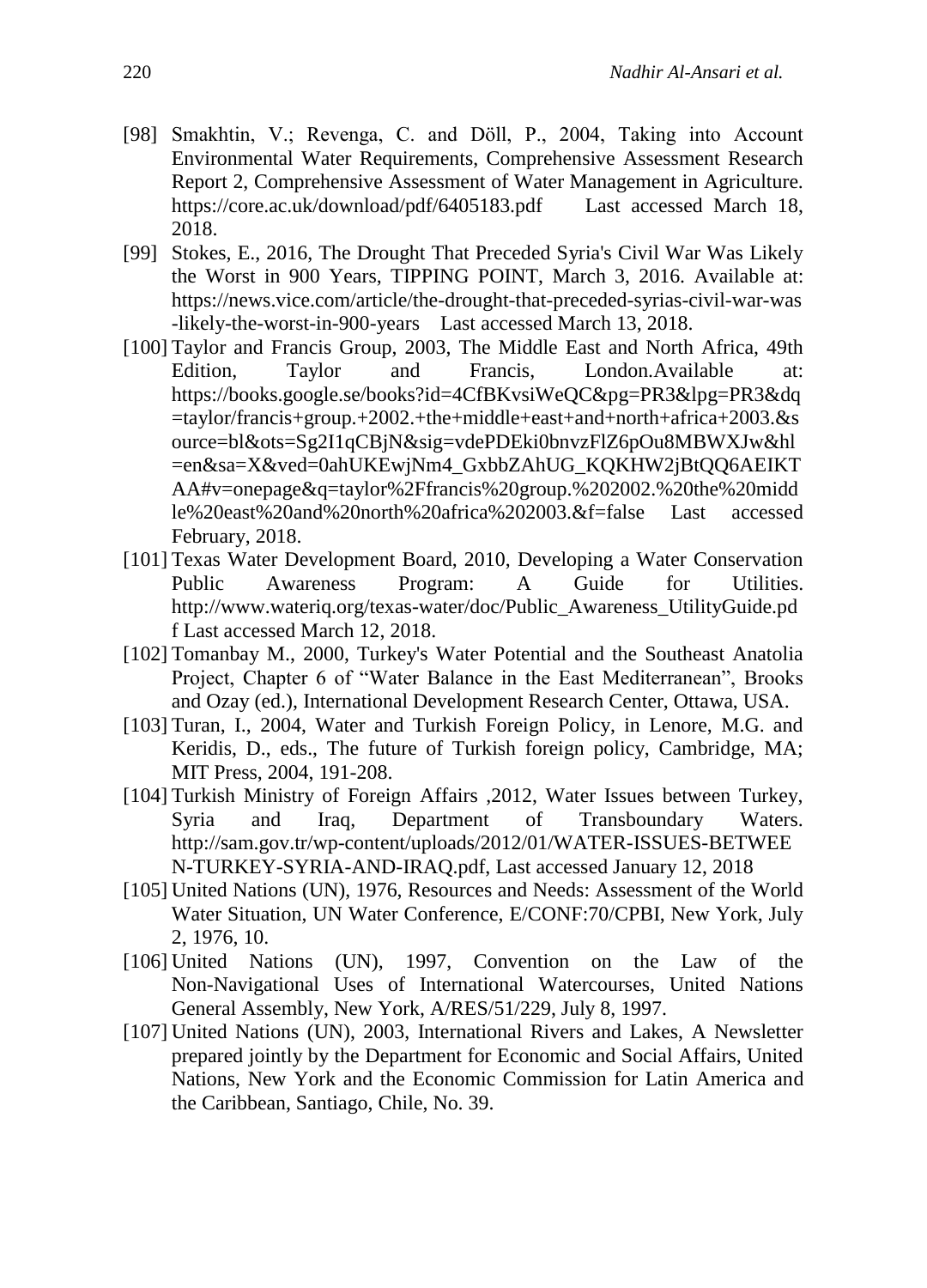[98] Smakhtin, V.; Revenga, C. and Döll, P., 2004, Taking into Account Environmental Water Requirements, Comprehensive Assessment Research Report 2, Comprehensive Assessment of Water Management in Agriculture. https://core.ac.uk/download/pdf/6405183.pdf Last accessed March 18, 2018.

[99] Stokes, E., 2016, The Drought That Preceded Syria's Civil War Was Likely the Worst in 900 Years, TIPPING POINT, March 3, 2016. Available at: https://news.vice.com/article/the-drought-that-preceded-syrias-civil-war-was-likely-the-worst-in-900-years Last accessed March 13, 2018.

[100] Taylor and Francis Group, 2003, The Middle East and North Africa, 49th Edition, Taylor and Francis, London.Available at: https://books.google.se/books?id=4CfBKvsiWeQC&pg=PR3&lpg=PR3&dq=taylor/francis+group.+2002.+the+middle+east+and+north+africa+2003.&source=bl&ots=Sg2I1qCBjN&sig=vdePDEki0bnvzFlZ6pOu8MBWXJw&hl=en&sa=X&ved=0ahUKEwjNm4_GxbbZAhUG_KQKHW2jBtQQ6AEIKTAA#v=onepage&q=taylor%2Ffrancis%20group.%202002.%20the%20middle%20east%20and%20north%20africa%202003.&f=false Last accessed February, 2018.

[101] Texas Water Development Board, 2010, Developing a Water Conservation Public Awareness Program: A Guide for Utilities. http://www.wateriq.org/texas-water/doc/Public_Awareness_UtilityGuide.pdf Last accessed March 12, 2018.

[102] Tomanbay M., 2000, Turkey's Water Potential and the Southeast Anatolia Project, Chapter 6 of "Water Balance in the East Mediterranean", Brooks and Ozay (ed.), International Development Research Center, Ottawa, USA.

[103] Turan, I., 2004, Water and Turkish Foreign Policy, in Lenore, M.G. and Keridis, D., eds., The future of Turkish foreign policy, Cambridge, MA; MIT Press, 2004, 191-208.

[104] Turkish Ministry of Foreign Affairs ,2012, Water Issues between Turkey, Syria and Iraq, Department of Transboundary Waters. http://sam.gov.tr/wp-content/uploads/2012/01/WATER-ISSUES-BETWEEN-TURKEY-SYRIA-AND-IRAQ.pdf, Last accessed January 12, 2018

[105] United Nations (UN), 1976, Resources and Needs: Assessment of the World Water Situation, UN Water Conference, E/CONF:70/CPBI, New York, July 2, 1976, 10.

[106] United Nations (UN), 1997, Convention on the Law of the Non-Navigational Uses of International Watercourses, United Nations General Assembly, New York, A/RES/51/229, July 8, 1997.

[107] United Nations (UN), 2003, International Rivers and Lakes, A Newsletter prepared jointly by the Department for Economic and Social Affairs, United Nations, New York and the Economic Commission for Latin America and the Caribbean, Santiago, Chile, No. 39.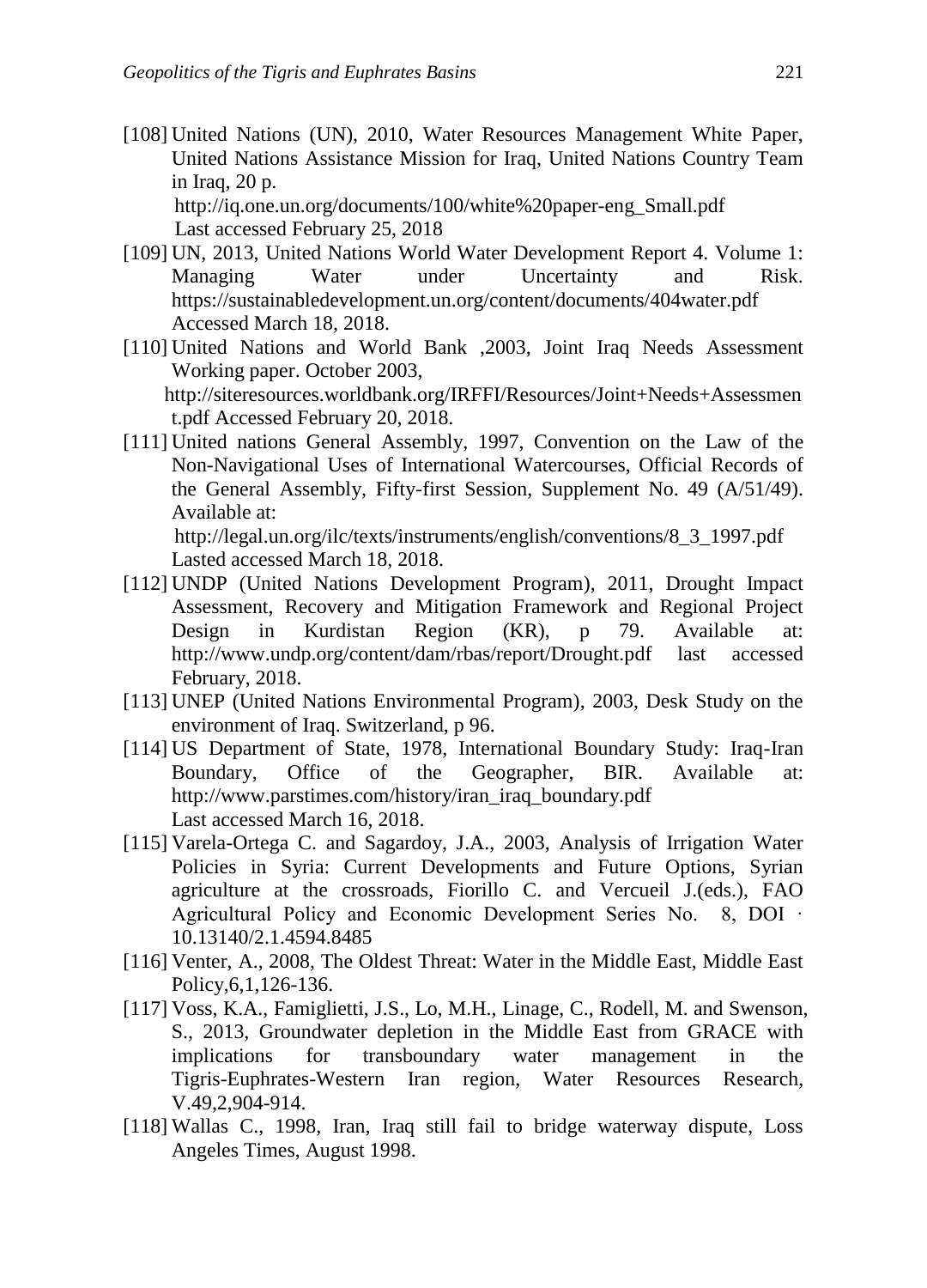[108] United Nations (UN), 2010, Water Resources Management White Paper, United Nations Assistance Mission for Iraq, United Nations Country Team in Iraq, 20 p.
http://iq.one.un.org/documents/100/white%20paper-eng_Small.pdf
Last accessed February 25, 2018

[109] UN, 2013, United Nations World Water Development Report 4. Volume 1: Managing Water under Uncertainty and Risk. https://sustainabledevelopment.un.org/content/documents/404water.pdf Accessed March 18, 2018.

[110] United Nations and World Bank ,2003, Joint Iraq Needs Assessment Working paper. October 2003,
http://siteresources.worldbank.org/IRFFI/Resources/Joint+Needs+Assessment.pdf Accessed February 20, 2018.

[111] United nations General Assembly, 1997, Convention on the Law of the Non-Navigational Uses of International Watercourses, Official Records of the General Assembly, Fifty-first Session, Supplement No. 49 (A/51/49). Available at:
http://legal.un.org/ilc/texts/instruments/english/conventions/8_3_1997.pdf
Lasted accessed March 18, 2018.

[112] UNDP (United Nations Development Program), 2011, Drought Impact Assessment, Recovery and Mitigation Framework and Regional Project Design in Kurdistan Region (KR), p 79. Available at: http://www.undp.org/content/dam/rbas/report/Drought.pdf last accessed February, 2018.

[113] UNEP (United Nations Environmental Program), 2003, Desk Study on the environment of Iraq. Switzerland, p 96.

[114] US Department of State, 1978, International Boundary Study: Iraq-Iran Boundary, Office of the Geographer, BIR. Available at: http://www.parstimes.com/history/iran_iraq_boundary.pdf
Last accessed March 16, 2018.

[115] Varela-Ortega C. and Sagardoy, J.A., 2003, Analysis of Irrigation Water Policies in Syria: Current Developments and Future Options, Syrian agriculture at the crossroads, Fiorillo C. and Vercueil J.(eds.), FAO Agricultural Policy and Economic Development Series No. 8, DOI · 10.13140/2.1.4594.8485

[116] Venter, A., 2008, The Oldest Threat: Water in the Middle East, Middle East Policy,6,1,126-136.

[117] Voss, K.A., Famiglietti, J.S., Lo, M.H., Linage, C., Rodell, M. and Swenson, S., 2013, Groundwater depletion in the Middle East from GRACE with implications for transboundary water management in the Tigris-Euphrates-Western Iran region, Water Resources Research, V.49,2,904-914.

[118] Wallas C., 1998, Iran, Iraq still fail to bridge waterway dispute, Loss Angeles Times, August 1998.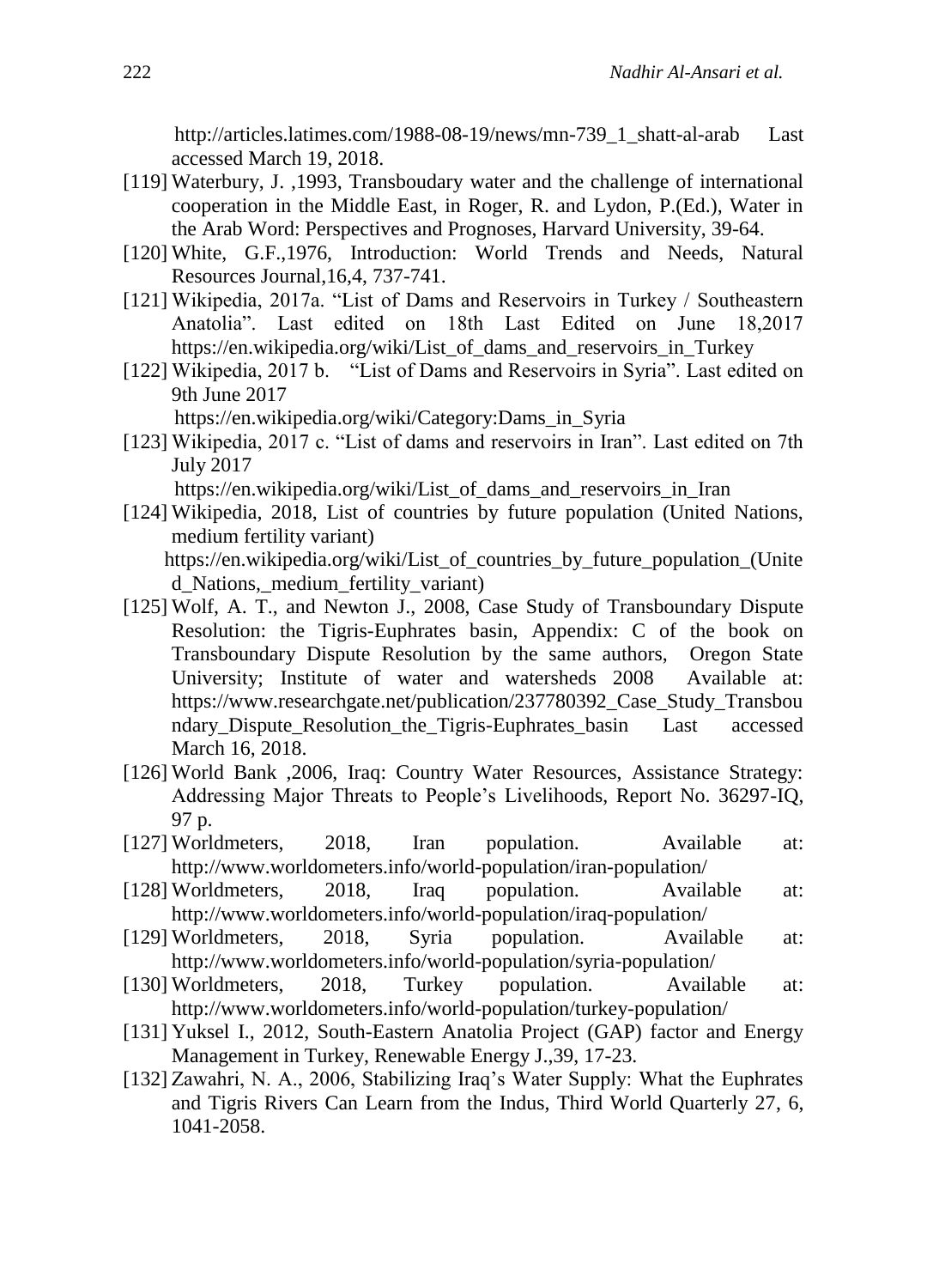http://articles.latimes.com/1988-08-19/news/mn-739_1_shatt-al-arab Last accessed March 19, 2018.

[119] Waterbury, J. ,1993, Transboudary water and the challenge of international cooperation in the Middle East, in Roger, R. and Lydon, P.(Ed.), Water in the Arab Word: Perspectives and Prognoses, Harvard University, 39-64.

[120] White, G.F.,1976, Introduction: World Trends and Needs, Natural Resources Journal,16,4, 737-741.

[121] Wikipedia, 2017a. "List of Dams and Reservoirs in Turkey / Southeastern Anatolia". Last edited on 18th Last Edited on June 18,2017 https://en.wikipedia.org/wiki/List_of_dams_and_reservoirs_in_Turkey

[122] Wikipedia, 2017 b. "List of Dams and Reservoirs in Syria". Last edited on 9th June 2017 https://en.wikipedia.org/wiki/Category:Dams_in_Syria

[123] Wikipedia, 2017 c. "List of dams and reservoirs in Iran". Last edited on 7th July 2017 https://en.wikipedia.org/wiki/List_of_dams_and_reservoirs_in_Iran

[124] Wikipedia, 2018, List of countries by future population (United Nations, medium fertility variant) https://en.wikipedia.org/wiki/List_of_countries_by_future_population_(United_Nations,_medium_fertility_variant)

[125] Wolf, A. T., and Newton J., 2008, Case Study of Transboundary Dispute Resolution: the Tigris-Euphrates basin, Appendix: C of the book on Transboundary Dispute Resolution by the same authors, Oregon State University; Institute of water and watersheds 2008 Available at: https://www.researchgate.net/publication/237780392_Case_Study_Transboundary_Dispute_Resolution_the_Tigris-Euphrates_basin Last accessed March 16, 2018.

[126] World Bank ,2006, Iraq: Country Water Resources, Assistance Strategy: Addressing Major Threats to People's Livelihoods, Report No. 36297-IQ, 97 p.

[127] Worldmeters, 2018, Iran population. Available at: http://www.worldometers.info/world-population/iran-population/

[128] Worldmeters, 2018, Iraq population. Available at: http://www.worldometers.info/world-population/iraq-population/

[129] Worldmeters, 2018, Syria population. Available at: http://www.worldometers.info/world-population/syria-population/

[130] Worldmeters, 2018, Turkey population. Available at: http://www.worldometers.info/world-population/turkey-population/

[131] Yuksel I., 2012, South-Eastern Anatolia Project (GAP) factor and Energy Management in Turkey, Renewable Energy J.,39, 17-23.

[132] Zawahri, N. A., 2006, Stabilizing Iraq's Water Supply: What the Euphrates and Tigris Rivers Can Learn from the Indus, Third World Quarterly 27, 6, 1041-2058.